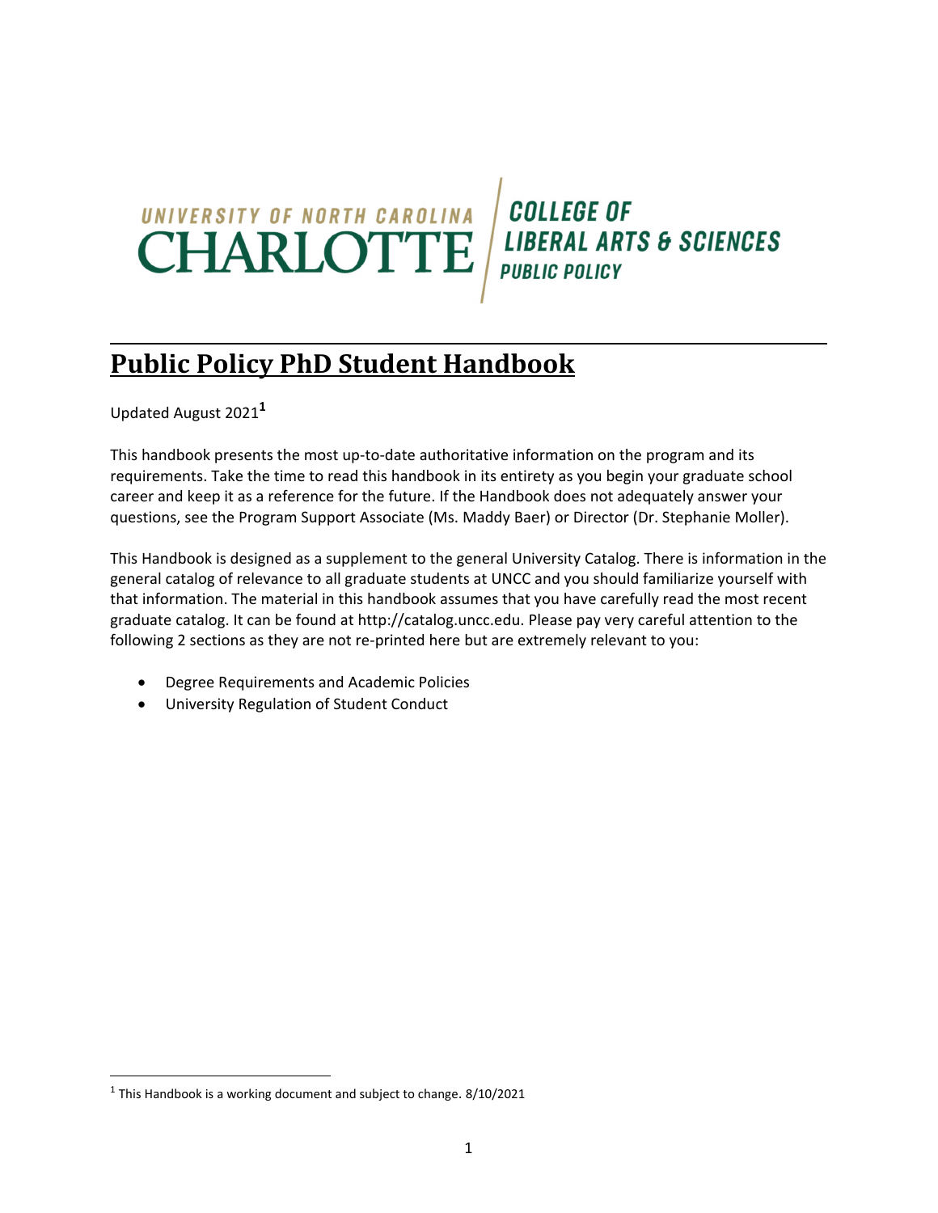UNIVERSITY OF NORTH CAROLINA CHARLOTTE | COLLEGE OF LIBERAL ARTS & SCIENCES PUBLIC POLICY

# Public Policy PhD Student Handbook

Updated August 2021[1]

This handbook presents the most up-to-date authoritative information on the program and its requirements. Take the time to read this handbook in its entirety as you begin your graduate school career and keep it as a reference for the future. If the Handbook does not adequately answer your questions, see the Program Support Associate (Ms. Maddy Baer) or Director (Dr. Stephanie Moller).

This Handbook is designed as a supplement to the general University Catalog. There is information in the general catalog of relevance to all graduate students at UNCC and you should familiarize yourself with that information. The material in this handbook assumes that you have carefully read the most recent graduate catalog. It can be found at http://catalog.uncc.edu. Please pay very careful attention to the following 2 sections as they are not re-printed here but are extremely relevant to you:

- Degree Requirements and Academic Policies
- University Regulation of Student Conduct

[1] This Handbook is a working document and subject to change. 8/10/2021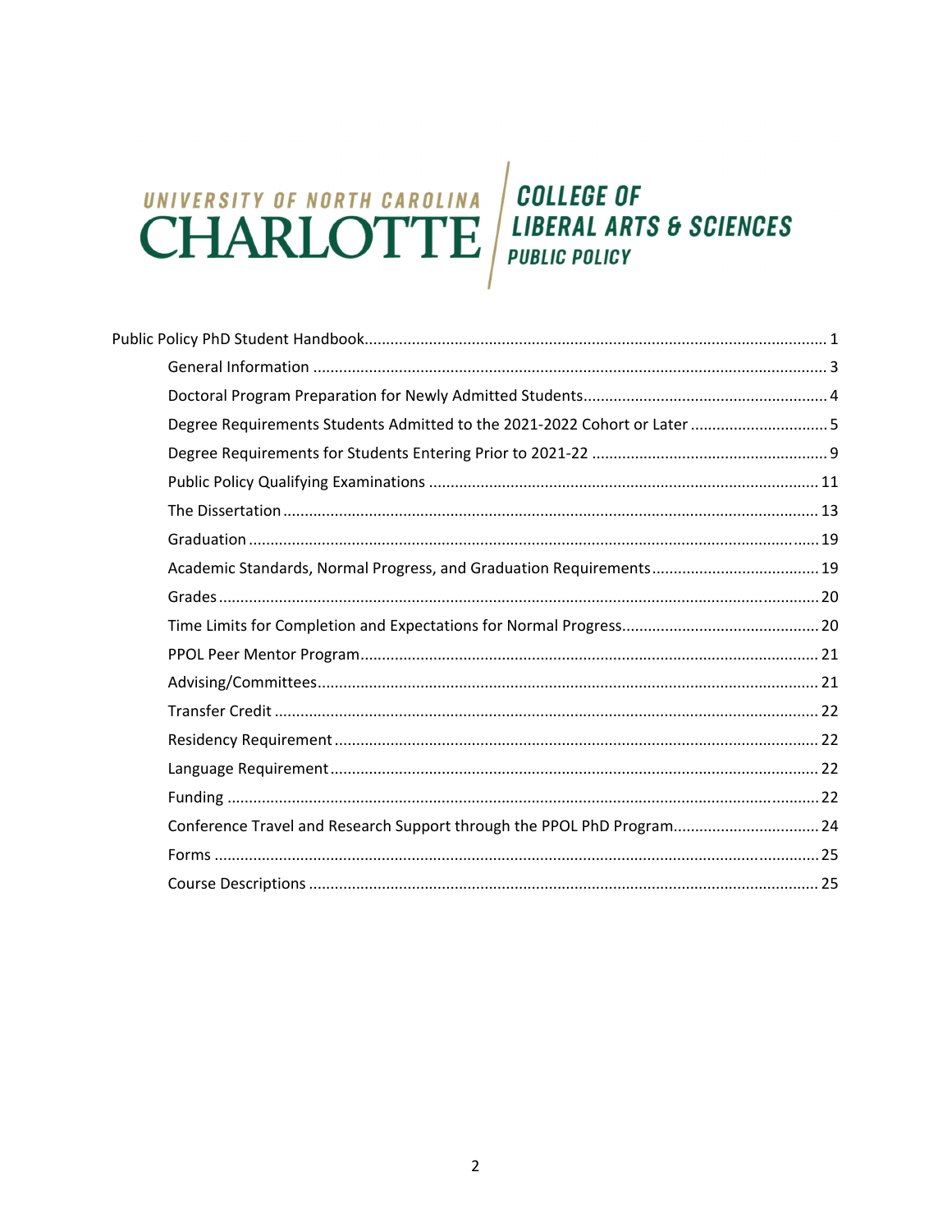UNIVERSITY OF NORTH CAROLINA
CHARLOTTE | COLLEGE OF LIBERAL ARTS & SCIENCES
PUBLIC POLICY

Public Policy PhD Student Handbook........................................................................................... 1

- General Information ....................................................................................................... 3
- Doctoral Program Preparation for Newly Admitted Students......................................................... 4
- Degree Requirements Students Admitted to the 2021-2022 Cohort or Later ................................ 5
- Degree Requirements for Students Entering Prior to 2021-22 ....................................................... 9
- Public Policy Qualifying Examinations .......................................................................... 11
- The Dissertation ........................................................................................................... 13
- Graduation ................................................................................................................... 19
- Academic Standards, Normal Progress, and Graduation Requirements....................................... 19
- Grades .......................................................................................................................... 20
- Time Limits for Completion and Expectations for Normal Progress............................................. 20
- PPOL Peer Mentor Program.......................................................................................... 21
- Advising/Committees.................................................................................................... 21
- Transfer Credit ............................................................................................................. 22
- Residency Requirement ................................................................................................ 22
- Language Requirement ................................................................................................. 22
- Funding ........................................................................................................................ 22
- Conference Travel and Research Support through the PPOL PhD Program.................................. 24
- Forms ........................................................................................................................... 25
- Course Descriptions ...................................................................................................... 25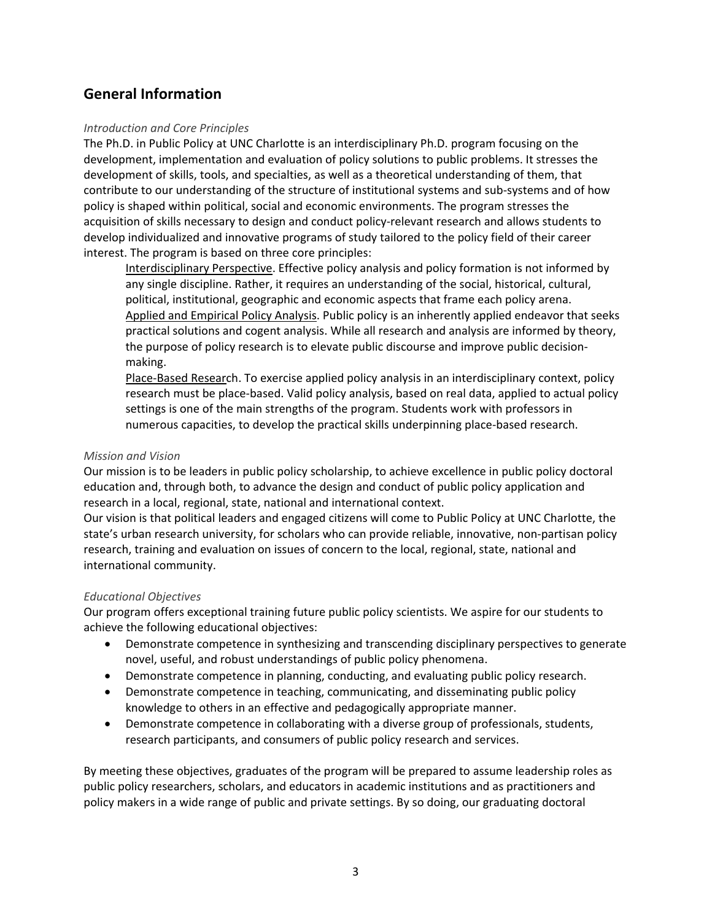## General Information

*Introduction and Core Principles*

The Ph.D. in Public Policy at UNC Charlotte is an interdisciplinary Ph.D. program focusing on the development, implementation and evaluation of policy solutions to public problems. It stresses the development of skills, tools, and specialties, as well as a theoretical understanding of them, that contribute to our understanding of the structure of institutional systems and sub-systems and of how policy is shaped within political, social and economic environments. The program stresses the acquisition of skills necessary to design and conduct policy-relevant research and allows students to develop individualized and innovative programs of study tailored to the policy field of their career interest. The program is based on three core principles:

> Interdisciplinary Perspective. Effective policy analysis and policy formation is not informed by any single discipline. Rather, it requires an understanding of the social, historical, cultural, political, institutional, geographic and economic aspects that frame each policy arena.
>
> Applied and Empirical Policy Analysis. Public policy is an inherently applied endeavor that seeks practical solutions and cogent analysis. While all research and analysis are informed by theory, the purpose of policy research is to elevate public discourse and improve public decision-making.
>
> Place-Based Research. To exercise applied policy analysis in an interdisciplinary context, policy research must be place-based. Valid policy analysis, based on real data, applied to actual policy settings is one of the main strengths of the program. Students work with professors in numerous capacities, to develop the practical skills underpinning place-based research.

*Mission and Vision*

Our mission is to be leaders in public policy scholarship, to achieve excellence in public policy doctoral education and, through both, to advance the design and conduct of public policy application and research in a local, regional, state, national and international context.

Our vision is that political leaders and engaged citizens will come to Public Policy at UNC Charlotte, the state's urban research university, for scholars who can provide reliable, innovative, non-partisan policy research, training and evaluation on issues of concern to the local, regional, state, national and international community.

*Educational Objectives*

Our program offers exceptional training future public policy scientists. We aspire for our students to achieve the following educational objectives:

- Demonstrate competence in synthesizing and transcending disciplinary perspectives to generate novel, useful, and robust understandings of public policy phenomena.
- Demonstrate competence in planning, conducting, and evaluating public policy research.
- Demonstrate competence in teaching, communicating, and disseminating public policy knowledge to others in an effective and pedagogically appropriate manner.
- Demonstrate competence in collaborating with a diverse group of professionals, students, research participants, and consumers of public policy research and services.

By meeting these objectives, graduates of the program will be prepared to assume leadership roles as public policy researchers, scholars, and educators in academic institutions and as practitioners and policy makers in a wide range of public and private settings. By so doing, our graduating doctoral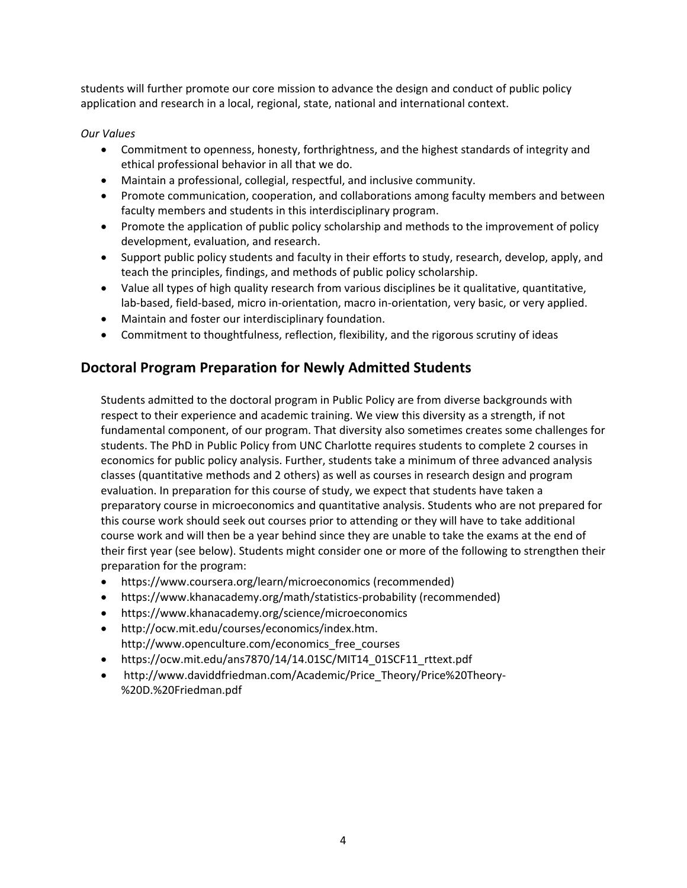students will further promote our core mission to advance the design and conduct of public policy application and research in a local, regional, state, national and international context.

*Our Values*

- Commitment to openness, honesty, forthrightness, and the highest standards of integrity and ethical professional behavior in all that we do.
- Maintain a professional, collegial, respectful, and inclusive community.
- Promote communication, cooperation, and collaborations among faculty members and between faculty members and students in this interdisciplinary program.
- Promote the application of public policy scholarship and methods to the improvement of policy development, evaluation, and research.
- Support public policy students and faculty in their efforts to study, research, develop, apply, and teach the principles, findings, and methods of public policy scholarship.
- Value all types of high quality research from various disciplines be it qualitative, quantitative, lab-based, field-based, micro in-orientation, macro in-orientation, very basic, or very applied.
- Maintain and foster our interdisciplinary foundation.
- Commitment to thoughtfulness, reflection, flexibility, and the rigorous scrutiny of ideas

## Doctoral Program Preparation for Newly Admitted Students

Students admitted to the doctoral program in Public Policy are from diverse backgrounds with respect to their experience and academic training. We view this diversity as a strength, if not fundamental component, of our program. That diversity also sometimes creates some challenges for students. The PhD in Public Policy from UNC Charlotte requires students to complete 2 courses in economics for public policy analysis. Further, students take a minimum of three advanced analysis classes (quantitative methods and 2 others) as well as courses in research design and program evaluation. In preparation for this course of study, we expect that students have taken a preparatory course in microeconomics and quantitative analysis. Students who are not prepared for this course work should seek out courses prior to attending or they will have to take additional course work and will then be a year behind since they are unable to take the exams at the end of their first year (see below). Students might consider one or more of the following to strengthen their preparation for the program:

- https://www.coursera.org/learn/microeconomics (recommended)
- https://www.khanacademy.org/math/statistics-probability (recommended)
- https://www.khanacademy.org/science/microeconomics
- http://ocw.mit.edu/courses/economics/index.htm. http://www.openculture.com/economics_free_courses
- https://ocw.mit.edu/ans7870/14/14.01SC/MIT14_01SCF11_rttext.pdf
- http://www.daviddfriedman.com/Academic/Price_Theory/Price%20Theory-%20D.%20Friedman.pdf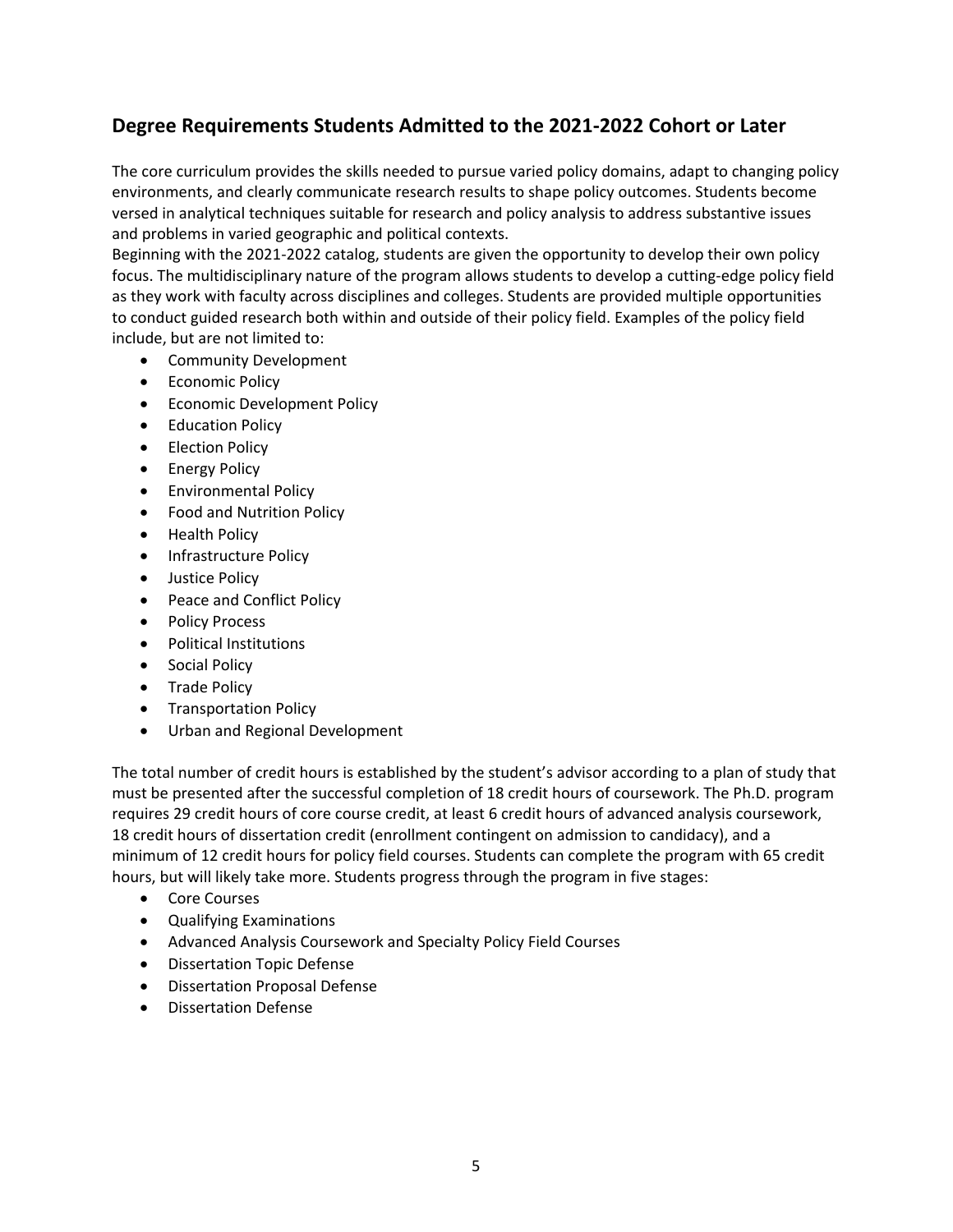## Degree Requirements Students Admitted to the 2021-2022 Cohort or Later

The core curriculum provides the skills needed to pursue varied policy domains, adapt to changing policy environments, and clearly communicate research results to shape policy outcomes. Students become versed in analytical techniques suitable for research and policy analysis to address substantive issues and problems in varied geographic and political contexts.

Beginning with the 2021-2022 catalog, students are given the opportunity to develop their own policy focus. The multidisciplinary nature of the program allows students to develop a cutting-edge policy field as they work with faculty across disciplines and colleges. Students are provided multiple opportunities to conduct guided research both within and outside of their policy field. Examples of the policy field include, but are not limited to:

- Community Development
- Economic Policy
- Economic Development Policy
- Education Policy
- Election Policy
- Energy Policy
- Environmental Policy
- Food and Nutrition Policy
- Health Policy
- Infrastructure Policy
- Justice Policy
- Peace and Conflict Policy
- Policy Process
- Political Institutions
- Social Policy
- Trade Policy
- Transportation Policy
- Urban and Regional Development

The total number of credit hours is established by the student's advisor according to a plan of study that must be presented after the successful completion of 18 credit hours of coursework. The Ph.D. program requires 29 credit hours of core course credit, at least 6 credit hours of advanced analysis coursework, 18 credit hours of dissertation credit (enrollment contingent on admission to candidacy), and a minimum of 12 credit hours for policy field courses. Students can complete the program with 65 credit hours, but will likely take more. Students progress through the program in five stages:

- Core Courses
- Qualifying Examinations
- Advanced Analysis Coursework and Specialty Policy Field Courses
- Dissertation Topic Defense
- Dissertation Proposal Defense
- Dissertation Defense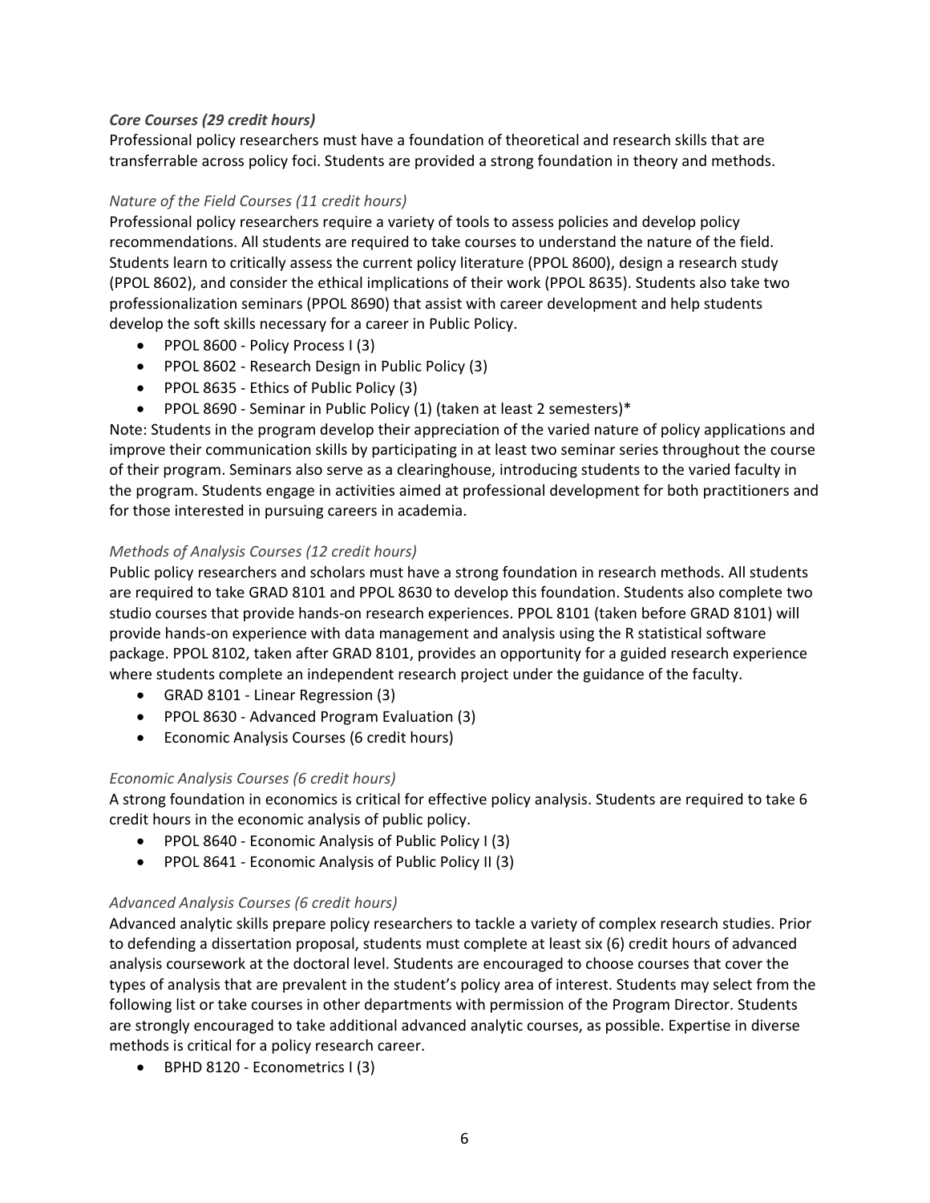### *Core Courses (29 credit hours)*

Professional policy researchers must have a foundation of theoretical and research skills that are transferrable across policy foci. Students are provided a strong foundation in theory and methods.

#### *Nature of the Field Courses (11 credit hours)*

Professional policy researchers require a variety of tools to assess policies and develop policy recommendations. All students are required to take courses to understand the nature of the field. Students learn to critically assess the current policy literature (PPOL 8600), design a research study (PPOL 8602), and consider the ethical implications of their work (PPOL 8635). Students also take two professionalization seminars (PPOL 8690) that assist with career development and help students develop the soft skills necessary for a career in Public Policy.

- PPOL 8600 - Policy Process I (3)
- PPOL 8602 - Research Design in Public Policy (3)
- PPOL 8635 - Ethics of Public Policy (3)
- PPOL 8690 - Seminar in Public Policy (1) (taken at least 2 semesters)*

Note: Students in the program develop their appreciation of the varied nature of policy applications and improve their communication skills by participating in at least two seminar series throughout the course of their program. Seminars also serve as a clearinghouse, introducing students to the varied faculty in the program. Students engage in activities aimed at professional development for both practitioners and for those interested in pursuing careers in academia.

#### *Methods of Analysis Courses (12 credit hours)*

Public policy researchers and scholars must have a strong foundation in research methods. All students are required to take GRAD 8101 and PPOL 8630 to develop this foundation. Students also complete two studio courses that provide hands-on research experiences. PPOL 8101 (taken before GRAD 8101) will provide hands-on experience with data management and analysis using the R statistical software package. PPOL 8102, taken after GRAD 8101, provides an opportunity for a guided research experience where students complete an independent research project under the guidance of the faculty.

- GRAD 8101 - Linear Regression (3)
- PPOL 8630 - Advanced Program Evaluation (3)
- Economic Analysis Courses (6 credit hours)

#### *Economic Analysis Courses (6 credit hours)*

A strong foundation in economics is critical for effective policy analysis. Students are required to take 6 credit hours in the economic analysis of public policy.

- PPOL 8640 - Economic Analysis of Public Policy I (3)
- PPOL 8641 - Economic Analysis of Public Policy II (3)

#### *Advanced Analysis Courses (6 credit hours)*

Advanced analytic skills prepare policy researchers to tackle a variety of complex research studies. Prior to defending a dissertation proposal, students must complete at least six (6) credit hours of advanced analysis coursework at the doctoral level. Students are encouraged to choose courses that cover the types of analysis that are prevalent in the student's policy area of interest. Students may select from the following list or take courses in other departments with permission of the Program Director. Students are strongly encouraged to take additional advanced analytic courses, as possible. Expertise in diverse methods is critical for a policy research career.

- BPHD 8120 - Econometrics I (3)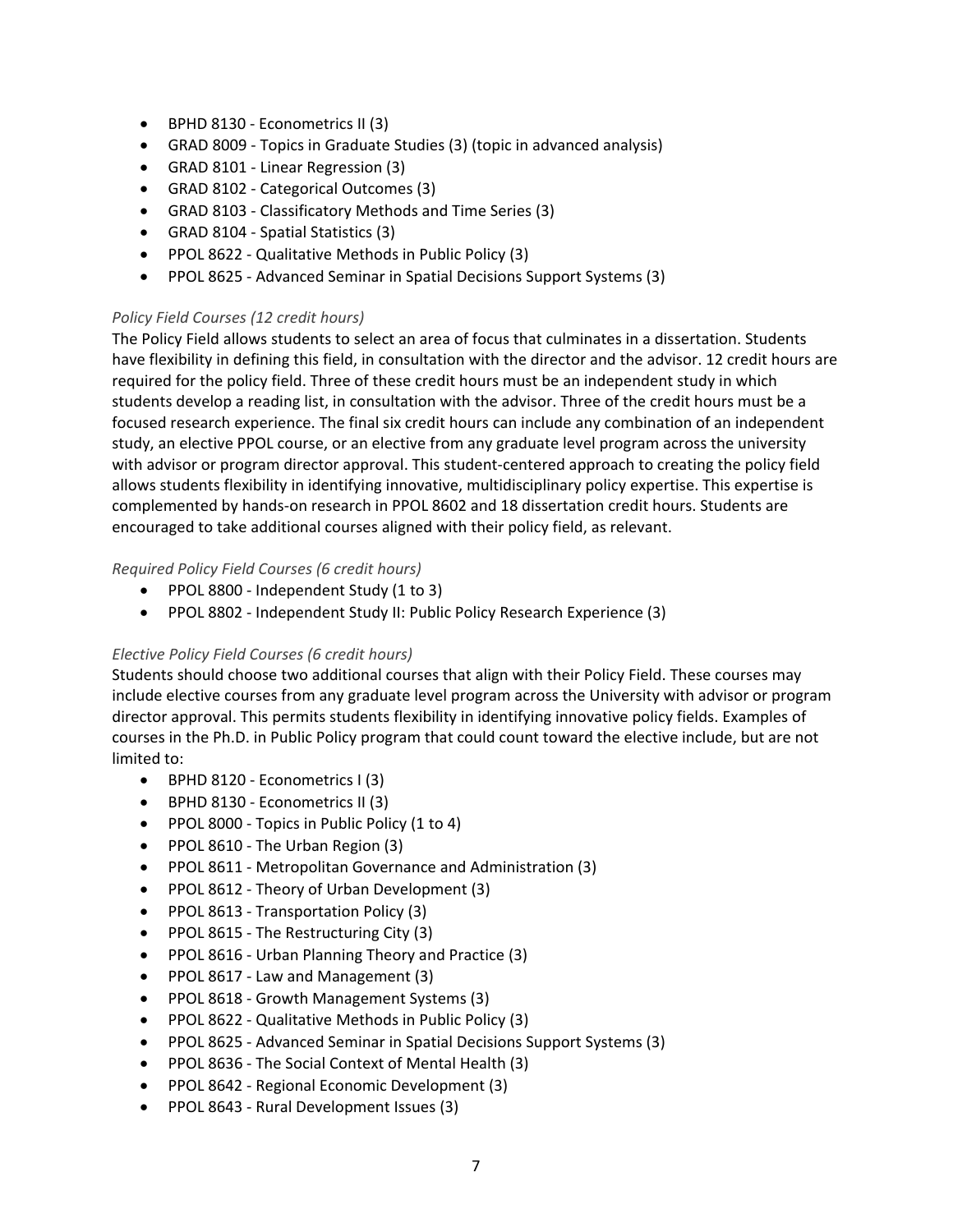- BPHD 8130 - Econometrics II (3)
- GRAD 8009 - Topics in Graduate Studies (3) (topic in advanced analysis)
- GRAD 8101 - Linear Regression (3)
- GRAD 8102 - Categorical Outcomes (3)
- GRAD 8103 - Classificatory Methods and Time Series (3)
- GRAD 8104 - Spatial Statistics (3)
- PPOL 8622 - Qualitative Methods in Public Policy (3)
- PPOL 8625 - Advanced Seminar in Spatial Decisions Support Systems (3)

*Policy Field Courses (12 credit hours)*

The Policy Field allows students to select an area of focus that culminates in a dissertation. Students have flexibility in defining this field, in consultation with the director and the advisor. 12 credit hours are required for the policy field. Three of these credit hours must be an independent study in which students develop a reading list, in consultation with the advisor. Three of the credit hours must be a focused research experience. The final six credit hours can include any combination of an independent study, an elective PPOL course, or an elective from any graduate level program across the university with advisor or program director approval. This student-centered approach to creating the policy field allows students flexibility in identifying innovative, multidisciplinary policy expertise. This expertise is complemented by hands-on research in PPOL 8602 and 18 dissertation credit hours. Students are encouraged to take additional courses aligned with their policy field, as relevant.

*Required Policy Field Courses (6 credit hours)*

- PPOL 8800 - Independent Study (1 to 3)
- PPOL 8802 - Independent Study II: Public Policy Research Experience (3)

*Elective Policy Field Courses (6 credit hours)*

Students should choose two additional courses that align with their Policy Field. These courses may include elective courses from any graduate level program across the University with advisor or program director approval. This permits students flexibility in identifying innovative policy fields. Examples of courses in the Ph.D. in Public Policy program that could count toward the elective include, but are not limited to:

- BPHD 8120 - Econometrics I (3)
- BPHD 8130 - Econometrics II (3)
- PPOL 8000 - Topics in Public Policy (1 to 4)
- PPOL 8610 - The Urban Region (3)
- PPOL 8611 - Metropolitan Governance and Administration (3)
- PPOL 8612 - Theory of Urban Development (3)
- PPOL 8613 - Transportation Policy (3)
- PPOL 8615 - The Restructuring City (3)
- PPOL 8616 - Urban Planning Theory and Practice (3)
- PPOL 8617 - Law and Management (3)
- PPOL 8618 - Growth Management Systems (3)
- PPOL 8622 - Qualitative Methods in Public Policy (3)
- PPOL 8625 - Advanced Seminar in Spatial Decisions Support Systems (3)
- PPOL 8636 - The Social Context of Mental Health (3)
- PPOL 8642 - Regional Economic Development (3)
- PPOL 8643 - Rural Development Issues (3)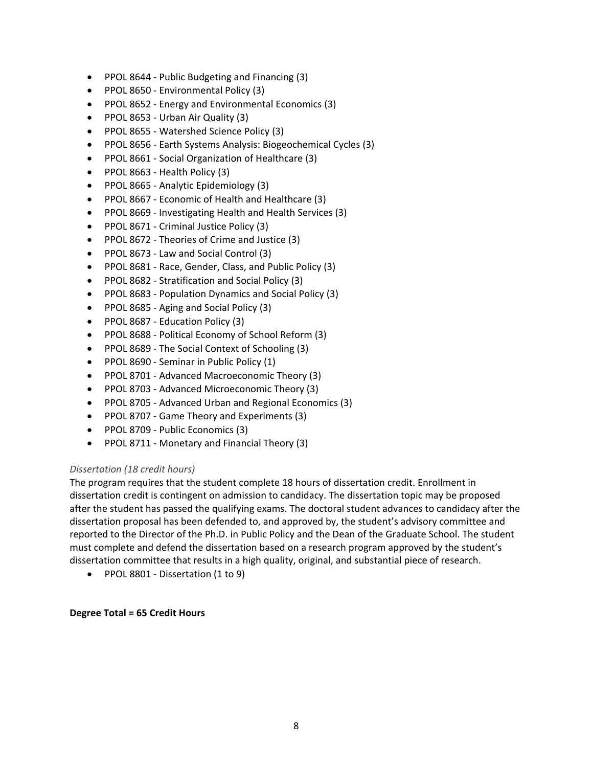- PPOL 8644 - Public Budgeting and Financing (3)
- PPOL 8650 - Environmental Policy (3)
- PPOL 8652 - Energy and Environmental Economics (3)
- PPOL 8653 - Urban Air Quality (3)
- PPOL 8655 - Watershed Science Policy (3)
- PPOL 8656 - Earth Systems Analysis: Biogeochemical Cycles (3)
- PPOL 8661 - Social Organization of Healthcare (3)
- PPOL 8663 - Health Policy (3)
- PPOL 8665 - Analytic Epidemiology (3)
- PPOL 8667 - Economic of Health and Healthcare (3)
- PPOL 8669 - Investigating Health and Health Services (3)
- PPOL 8671 - Criminal Justice Policy (3)
- PPOL 8672 - Theories of Crime and Justice (3)
- PPOL 8673 - Law and Social Control (3)
- PPOL 8681 - Race, Gender, Class, and Public Policy (3)
- PPOL 8682 - Stratification and Social Policy (3)
- PPOL 8683 - Population Dynamics and Social Policy (3)
- PPOL 8685 - Aging and Social Policy (3)
- PPOL 8687 - Education Policy (3)
- PPOL 8688 - Political Economy of School Reform (3)
- PPOL 8689 - The Social Context of Schooling (3)
- PPOL 8690 - Seminar in Public Policy (1)
- PPOL 8701 - Advanced Macroeconomic Theory (3)
- PPOL 8703 - Advanced Microeconomic Theory (3)
- PPOL 8705 - Advanced Urban and Regional Economics (3)
- PPOL 8707 - Game Theory and Experiments (3)
- PPOL 8709 - Public Economics (3)
- PPOL 8711 - Monetary and Financial Theory (3)

*Dissertation (18 credit hours)*

The program requires that the student complete 18 hours of dissertation credit. Enrollment in dissertation credit is contingent on admission to candidacy. The dissertation topic may be proposed after the student has passed the qualifying exams. The doctoral student advances to candidacy after the dissertation proposal has been defended to, and approved by, the student's advisory committee and reported to the Director of the Ph.D. in Public Policy and the Dean of the Graduate School. The student must complete and defend the dissertation based on a research program approved by the student's dissertation committee that results in a high quality, original, and substantial piece of research.

- PPOL 8801 - Dissertation (1 to 9)

**Degree Total = 65 Credit Hours**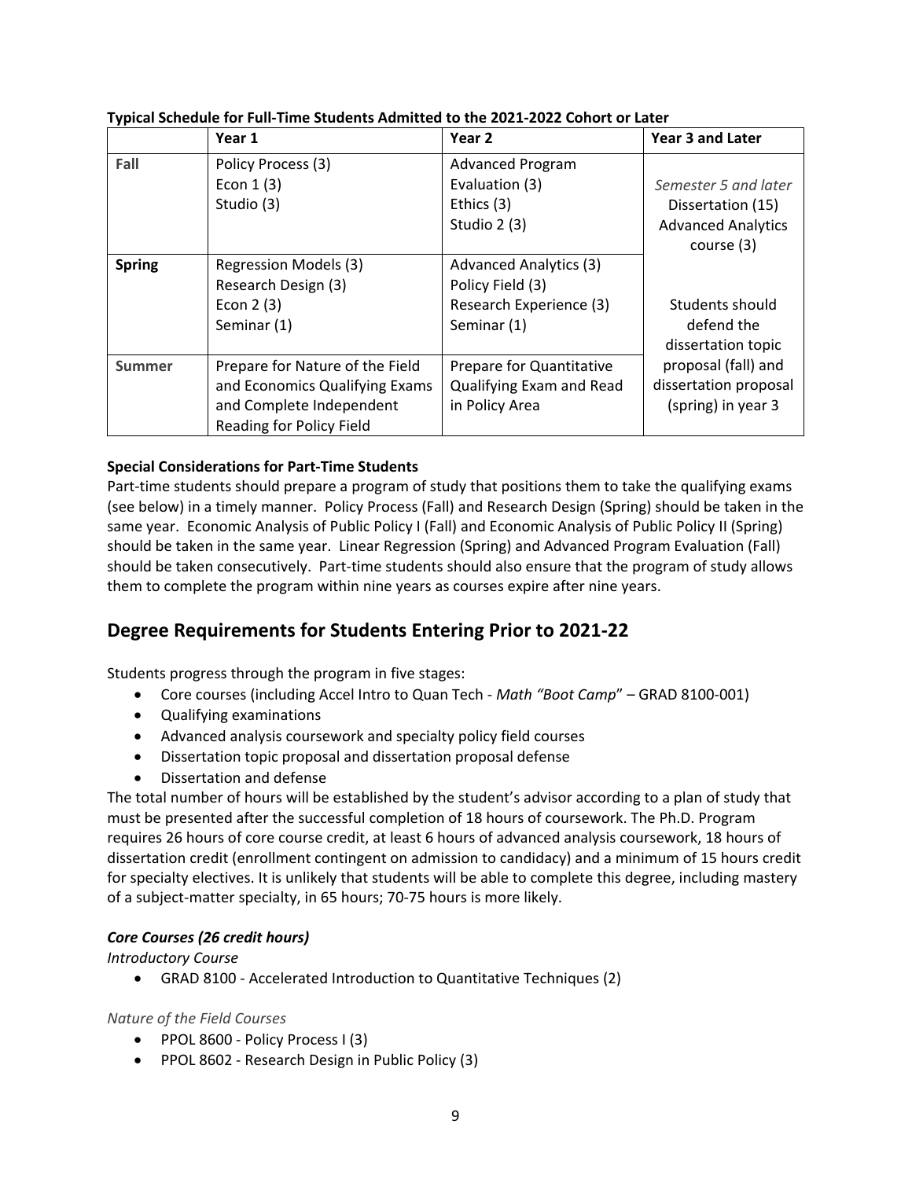**Typical Schedule for Full-Time Students Admitted to the 2021-2022 Cohort or Later**

| | Year 1 | Year 2 | Year 3 and Later |
|---|---|---|---|
| **Fall** | Policy Process (3)<br>Econ 1 (3)<br>Studio (3) | Advanced Program Evaluation (3)<br>Ethics (3)<br>Studio 2 (3) | *Semester 5 and later*<br>Dissertation (15)<br>Advanced Analytics course (3)<br><br>Students should defend the dissertation topic proposal (fall) and dissertation proposal (spring) in year 3 |
| **Spring** | Regression Models (3)<br>Research Design (3)<br>Econ 2 (3)<br>Seminar (1) | Advanced Analytics (3)<br>Policy Field (3)<br>Research Experience (3)<br>Seminar (1) | |
| **Summer** | Prepare for Nature of the Field and Economics Qualifying Exams and Complete Independent Reading for Policy Field | Prepare for Quantitative Qualifying Exam and Read in Policy Area | |

**Special Considerations for Part-Time Students**

Part-time students should prepare a program of study that positions them to take the qualifying exams (see below) in a timely manner. Policy Process (Fall) and Research Design (Spring) should be taken in the same year. Economic Analysis of Public Policy I (Fall) and Economic Analysis of Public Policy II (Spring) should be taken in the same year. Linear Regression (Spring) and Advanced Program Evaluation (Fall) should be taken consecutively. Part-time students should also ensure that the program of study allows them to complete the program within nine years as courses expire after nine years.

## Degree Requirements for Students Entering Prior to 2021-22

Students progress through the program in five stages:

- Core courses (including Accel Intro to Quan Tech - *Math "Boot Camp"* – GRAD 8100-001)
- Qualifying examinations
- Advanced analysis coursework and specialty policy field courses
- Dissertation topic proposal and dissertation proposal defense
- Dissertation and defense

The total number of hours will be established by the student's advisor according to a plan of study that must be presented after the successful completion of 18 hours of coursework. The Ph.D. Program requires 26 hours of core course credit, at least 6 hours of advanced analysis coursework, 18 hours of dissertation credit (enrollment contingent on admission to candidacy) and a minimum of 15 hours credit for specialty electives. It is unlikely that students will be able to complete this degree, including mastery of a subject-matter specialty, in 65 hours; 70-75 hours is more likely.

### *Core Courses (26 credit hours)*

*Introductory Course*

- GRAD 8100 - Accelerated Introduction to Quantitative Techniques (2)

*Nature of the Field Courses*

- PPOL 8600 - Policy Process I (3)
- PPOL 8602 - Research Design in Public Policy (3)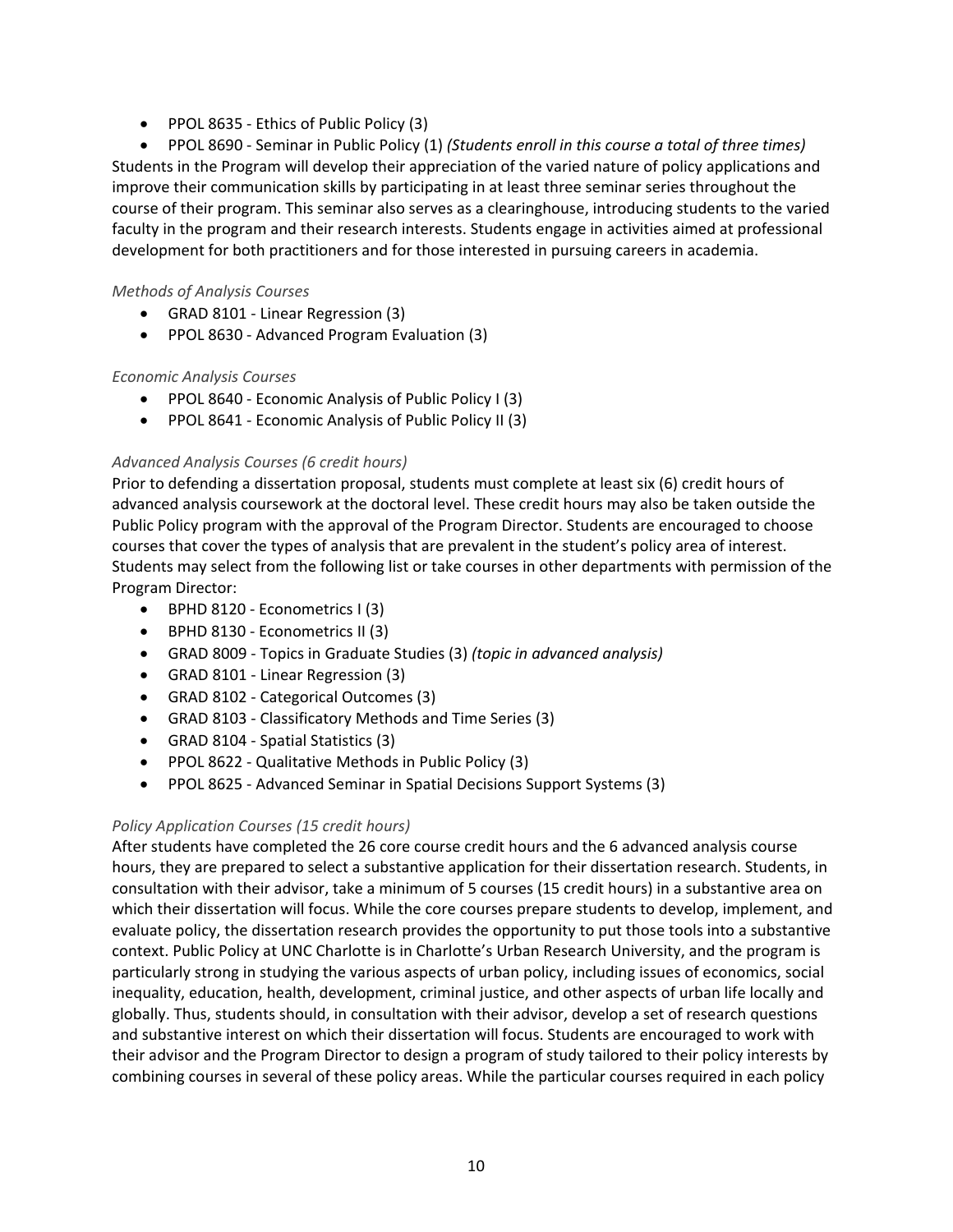- PPOL 8635 - Ethics of Public Policy (3)
- PPOL 8690 - Seminar in Public Policy (1) *(Students enroll in this course a total of three times)*

Students in the Program will develop their appreciation of the varied nature of policy applications and improve their communication skills by participating in at least three seminar series throughout the course of their program. This seminar also serves as a clearinghouse, introducing students to the varied faculty in the program and their research interests. Students engage in activities aimed at professional development for both practitioners and for those interested in pursuing careers in academia.

*Methods of Analysis Courses*

- GRAD 8101 - Linear Regression (3)
- PPOL 8630 - Advanced Program Evaluation (3)

*Economic Analysis Courses*

- PPOL 8640 - Economic Analysis of Public Policy I (3)
- PPOL 8641 - Economic Analysis of Public Policy II (3)

*Advanced Analysis Courses (6 credit hours)*

Prior to defending a dissertation proposal, students must complete at least six (6) credit hours of advanced analysis coursework at the doctoral level. These credit hours may also be taken outside the Public Policy program with the approval of the Program Director. Students are encouraged to choose courses that cover the types of analysis that are prevalent in the student's policy area of interest. Students may select from the following list or take courses in other departments with permission of the Program Director:

- BPHD 8120 - Econometrics I (3)
- BPHD 8130 - Econometrics II (3)
- GRAD 8009 - Topics in Graduate Studies (3) *(topic in advanced analysis)*
- GRAD 8101 - Linear Regression (3)
- GRAD 8102 - Categorical Outcomes (3)
- GRAD 8103 - Classificatory Methods and Time Series (3)
- GRAD 8104 - Spatial Statistics (3)
- PPOL 8622 - Qualitative Methods in Public Policy (3)
- PPOL 8625 - Advanced Seminar in Spatial Decisions Support Systems (3)

*Policy Application Courses (15 credit hours)*

After students have completed the 26 core course credit hours and the 6 advanced analysis course hours, they are prepared to select a substantive application for their dissertation research. Students, in consultation with their advisor, take a minimum of 5 courses (15 credit hours) in a substantive area on which their dissertation will focus. While the core courses prepare students to develop, implement, and evaluate policy, the dissertation research provides the opportunity to put those tools into a substantive context. Public Policy at UNC Charlotte is in Charlotte's Urban Research University, and the program is particularly strong in studying the various aspects of urban policy, including issues of economics, social inequality, education, health, development, criminal justice, and other aspects of urban life locally and globally. Thus, students should, in consultation with their advisor, develop a set of research questions and substantive interest on which their dissertation will focus. Students are encouraged to work with their advisor and the Program Director to design a program of study tailored to their policy interests by combining courses in several of these policy areas. While the particular courses required in each policy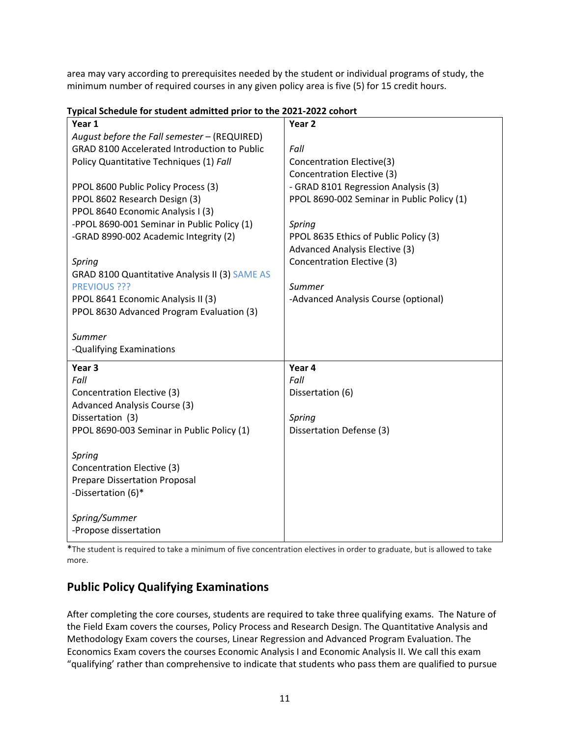area may vary according to prerequisites needed by the student or individual programs of study, the minimum number of required courses in any given policy area is five (5) for 15 credit hours.

**Typical Schedule for student admitted prior to the 2021-2022 cohort**

| **Year 1** | **Year 2** |
|---|---|
| *August before the Fall semester* – (REQUIRED)<br>GRAD 8100 Accelerated Introduction to Public Policy Quantitative Techniques (1) *Fall*<br><br>PPOL 8600 Public Policy Process (3)<br>PPOL 8602 Research Design (3)<br>PPOL 8640 Economic Analysis I (3)<br>-PPOL 8690-001 Seminar in Public Policy (1)<br>-GRAD 8990-002 Academic Integrity (2)<br><br>*Spring*<br>GRAD 8100 Quantitative Analysis II (3) SAME AS PREVIOUS ???<br>PPOL 8641 Economic Analysis II (3)<br>PPOL 8630 Advanced Program Evaluation (3)<br><br>*Summer*<br>-Qualifying Examinations | *Fall*<br>Concentration Elective(3)<br>Concentration Elective (3)<br>- GRAD 8101 Regression Analysis (3)<br>PPOL 8690-002 Seminar in Public Policy (1)<br><br>*Spring*<br>PPOL 8635 Ethics of Public Policy (3)<br>Advanced Analysis Elective (3)<br>Concentration Elective (3)<br><br>*Summer*<br>-Advanced Analysis Course (optional) |
| **Year 3** | **Year 4** |
| *Fall*<br>Concentration Elective (3)<br>Advanced Analysis Course (3)<br>Dissertation (3)<br>PPOL 8690-003 Seminar in Public Policy (1)<br><br>*Spring*<br>Concentration Elective (3)<br>Prepare Dissertation Proposal<br>-Dissertation (6)*<br><br>*Spring/Summer*<br>-Propose dissertation | *Fall*<br>Dissertation (6)<br><br>*Spring*<br>Dissertation Defense (3) |

*The student is required to take a minimum of five concentration electives in order to graduate, but is allowed to take more.

## Public Policy Qualifying Examinations

After completing the core courses, students are required to take three qualifying exams. The Nature of the Field Exam covers the courses, Policy Process and Research Design. The Quantitative Analysis and Methodology Exam covers the courses, Linear Regression and Advanced Program Evaluation. The Economics Exam covers the courses Economic Analysis I and Economic Analysis II. We call this exam "qualifying' rather than comprehensive to indicate that students who pass them are qualified to pursue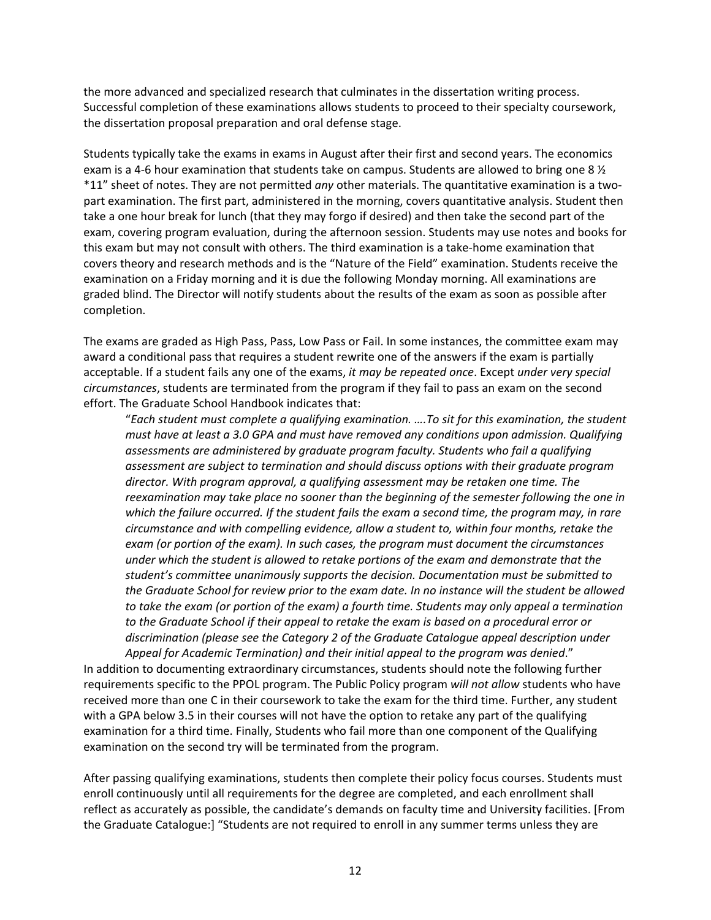the more advanced and specialized research that culminates in the dissertation writing process. Successful completion of these examinations allows students to proceed to their specialty coursework, the dissertation proposal preparation and oral defense stage.

Students typically take the exams in exams in August after their first and second years. The economics exam is a 4-6 hour examination that students take on campus. Students are allowed to bring one 8 ½ *11" sheet of notes. They are not permitted *any* other materials. The quantitative examination is a two-part examination. The first part, administered in the morning, covers quantitative analysis. Student then take a one hour break for lunch (that they may forgo if desired) and then take the second part of the exam, covering program evaluation, during the afternoon session. Students may use notes and books for this exam but may not consult with others. The third examination is a take-home examination that covers theory and research methods and is the "Nature of the Field" examination. Students receive the examination on a Friday morning and it is due the following Monday morning. All examinations are graded blind. The Director will notify students about the results of the exam as soon as possible after completion.

The exams are graded as High Pass, Pass, Low Pass or Fail. In some instances, the committee exam may award a conditional pass that requires a student rewrite one of the answers if the exam is partially acceptable. If a student fails any one of the exams, *it may be repeated once*. Except *under very special circumstances*, students are terminated from the program if they fail to pass an exam on the second effort. The Graduate School Handbook indicates that:

> "*Each student must complete a qualifying examination. ….To sit for this examination, the student must have at least a 3.0 GPA and must have removed any conditions upon admission. Qualifying assessments are administered by graduate program faculty. Students who fail a qualifying assessment are subject to termination and should discuss options with their graduate program director. With program approval, a qualifying assessment may be retaken one time. The reexamination may take place no sooner than the beginning of the semester following the one in which the failure occurred. If the student fails the exam a second time, the program may, in rare circumstance and with compelling evidence, allow a student to, within four months, retake the exam (or portion of the exam). In such cases, the program must document the circumstances under which the student is allowed to retake portions of the exam and demonstrate that the student's committee unanimously supports the decision. Documentation must be submitted to the Graduate School for review prior to the exam date. In no instance will the student be allowed to take the exam (or portion of the exam) a fourth time. Students may only appeal a termination to the Graduate School if their appeal to retake the exam is based on a procedural error or discrimination (please see the Category 2 of the Graduate Catalogue appeal description under Appeal for Academic Termination) and their initial appeal to the program was denied.*"

In addition to documenting extraordinary circumstances, students should note the following further requirements specific to the PPOL program. The Public Policy program *will not allow* students who have received more than one C in their coursework to take the exam for the third time. Further, any student with a GPA below 3.5 in their courses will not have the option to retake any part of the qualifying examination for a third time. Finally, Students who fail more than one component of the Qualifying examination on the second try will be terminated from the program.

After passing qualifying examinations, students then complete their policy focus courses. Students must enroll continuously until all requirements for the degree are completed, and each enrollment shall reflect as accurately as possible, the candidate's demands on faculty time and University facilities. [From the Graduate Catalogue:] "Students are not required to enroll in any summer terms unless they are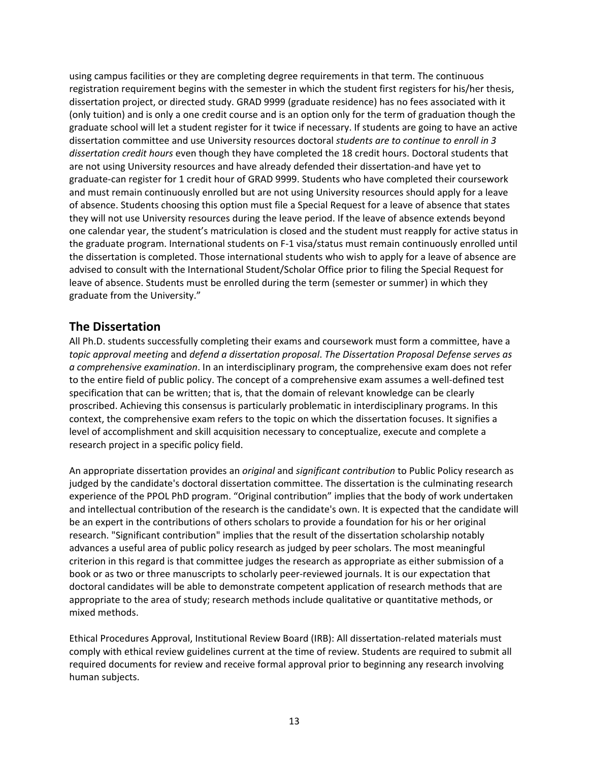using campus facilities or they are completing degree requirements in that term. The continuous registration requirement begins with the semester in which the student first registers for his/her thesis, dissertation project, or directed study. GRAD 9999 (graduate residence) has no fees associated with it (only tuition) and is only a one credit course and is an option only for the term of graduation though the graduate school will let a student register for it twice if necessary. If students are going to have an active dissertation committee and use University resources doctoral *students are to continue to enroll in 3 dissertation credit hours* even though they have completed the 18 credit hours. Doctoral students that are not using University resources and have already defended their dissertation-and have yet to graduate-can register for 1 credit hour of GRAD 9999. Students who have completed their coursework and must remain continuously enrolled but are not using University resources should apply for a leave of absence. Students choosing this option must file a Special Request for a leave of absence that states they will not use University resources during the leave period. If the leave of absence extends beyond one calendar year, the student's matriculation is closed and the student must reapply for active status in the graduate program. International students on F-1 visa/status must remain continuously enrolled until the dissertation is completed. Those international students who wish to apply for a leave of absence are advised to consult with the International Student/Scholar Office prior to filing the Special Request for leave of absence. Students must be enrolled during the term (semester or summer) in which they graduate from the University."

## The Dissertation

All Ph.D. students successfully completing their exams and coursework must form a committee, have a *topic approval meeting* and *defend a dissertation proposal*. *The Dissertation Proposal Defense serves as a comprehensive examination*. In an interdisciplinary program, the comprehensive exam does not refer to the entire field of public policy. The concept of a comprehensive exam assumes a well-defined test specification that can be written; that is, that the domain of relevant knowledge can be clearly proscribed. Achieving this consensus is particularly problematic in interdisciplinary programs. In this context, the comprehensive exam refers to the topic on which the dissertation focuses. It signifies a level of accomplishment and skill acquisition necessary to conceptualize, execute and complete a research project in a specific policy field.

An appropriate dissertation provides an *original* and *significant contribution* to Public Policy research as judged by the candidate's doctoral dissertation committee. The dissertation is the culminating research experience of the PPOL PhD program. "Original contribution" implies that the body of work undertaken and intellectual contribution of the research is the candidate's own. It is expected that the candidate will be an expert in the contributions of others scholars to provide a foundation for his or her original research. "Significant contribution" implies that the result of the dissertation scholarship notably advances a useful area of public policy research as judged by peer scholars. The most meaningful criterion in this regard is that committee judges the research as appropriate as either submission of a book or as two or three manuscripts to scholarly peer-reviewed journals. It is our expectation that doctoral candidates will be able to demonstrate competent application of research methods that are appropriate to the area of study; research methods include qualitative or quantitative methods, or mixed methods.

Ethical Procedures Approval, Institutional Review Board (IRB): All dissertation-related materials must comply with ethical review guidelines current at the time of review. Students are required to submit all required documents for review and receive formal approval prior to beginning any research involving human subjects.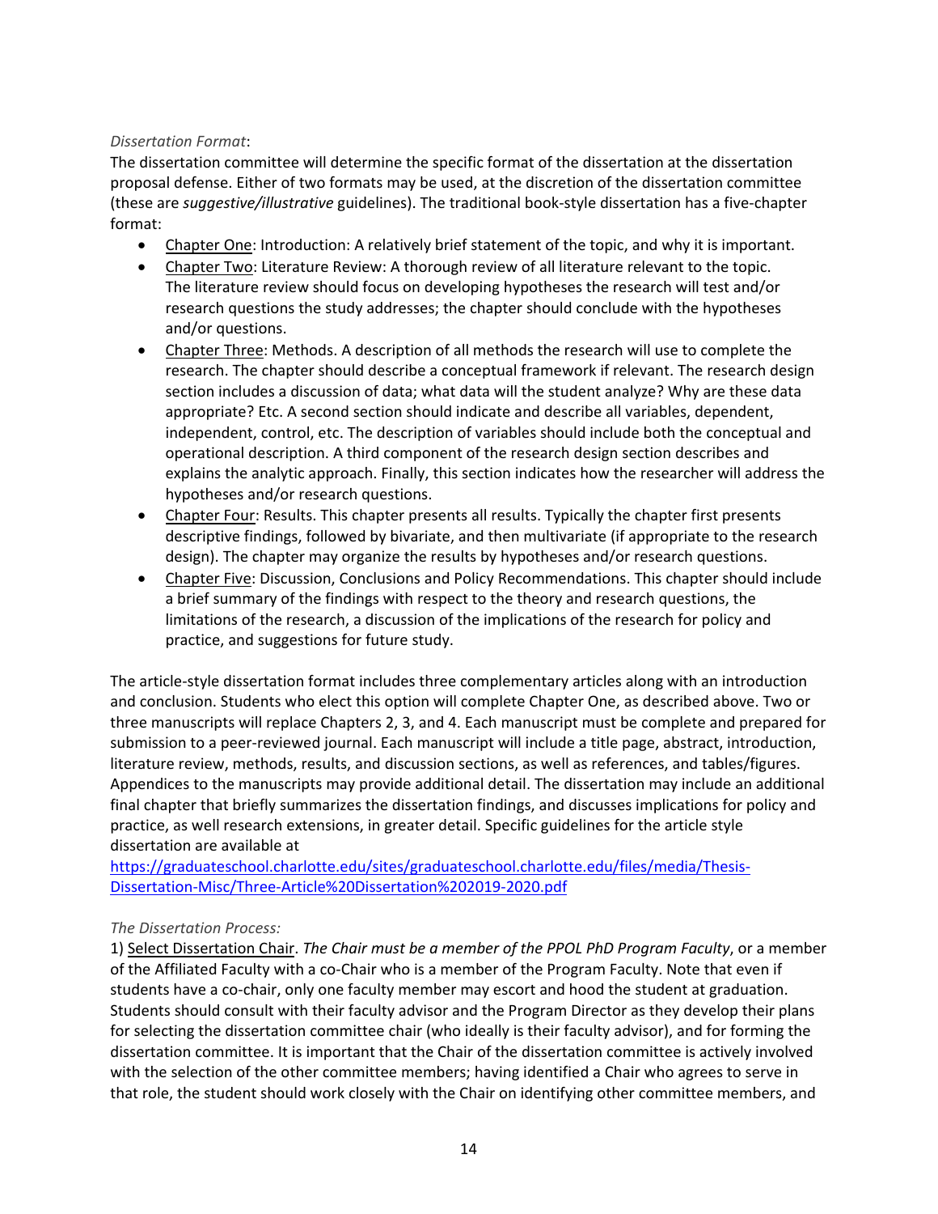*Dissertation Format*:

The dissertation committee will determine the specific format of the dissertation at the dissertation proposal defense. Either of two formats may be used, at the discretion of the dissertation committee (these are *suggestive/illustrative* guidelines). The traditional book-style dissertation has a five-chapter format:

- <u>Chapter One</u>: Introduction: A relatively brief statement of the topic, and why it is important.
- <u>Chapter Two</u>: Literature Review: A thorough review of all literature relevant to the topic. The literature review should focus on developing hypotheses the research will test and/or research questions the study addresses; the chapter should conclude with the hypotheses and/or questions.
- <u>Chapter Three</u>: Methods. A description of all methods the research will use to complete the research. The chapter should describe a conceptual framework if relevant. The research design section includes a discussion of data; what data will the student analyze? Why are these data appropriate? Etc. A second section should indicate and describe all variables, dependent, independent, control, etc. The description of variables should include both the conceptual and operational description. A third component of the research design section describes and explains the analytic approach. Finally, this section indicates how the researcher will address the hypotheses and/or research questions.
- <u>Chapter Four</u>: Results. This chapter presents all results. Typically the chapter first presents descriptive findings, followed by bivariate, and then multivariate (if appropriate to the research design). The chapter may organize the results by hypotheses and/or research questions.
- <u>Chapter Five</u>: Discussion, Conclusions and Policy Recommendations. This chapter should include a brief summary of the findings with respect to the theory and research questions, the limitations of the research, a discussion of the implications of the research for policy and practice, and suggestions for future study.

The article-style dissertation format includes three complementary articles along with an introduction and conclusion. Students who elect this option will complete Chapter One, as described above. Two or three manuscripts will replace Chapters 2, 3, and 4. Each manuscript must be complete and prepared for submission to a peer-reviewed journal. Each manuscript will include a title page, abstract, introduction, literature review, methods, results, and discussion sections, as well as references, and tables/figures. Appendices to the manuscripts may provide additional detail. The dissertation may include an additional final chapter that briefly summarizes the dissertation findings, and discusses implications for policy and practice, as well research extensions, in greater detail. Specific guidelines for the article style dissertation are available at
https://graduateschool.charlotte.edu/sites/graduateschool.charlotte.edu/files/media/Thesis-Dissertation-Misc/Three-Article%20Dissertation%202019-2020.pdf

*The Dissertation Process:*

1) <u>Select Dissertation Chair</u>. *The Chair must be a member of the PPOL PhD Program Faculty*, or a member of the Affiliated Faculty with a co-Chair who is a member of the Program Faculty. Note that even if students have a co-chair, only one faculty member may escort and hood the student at graduation. Students should consult with their faculty advisor and the Program Director as they develop their plans for selecting the dissertation committee chair (who ideally is their faculty advisor), and for forming the dissertation committee. It is important that the Chair of the dissertation committee is actively involved with the selection of the other committee members; having identified a Chair who agrees to serve in that role, the student should work closely with the Chair on identifying other committee members, and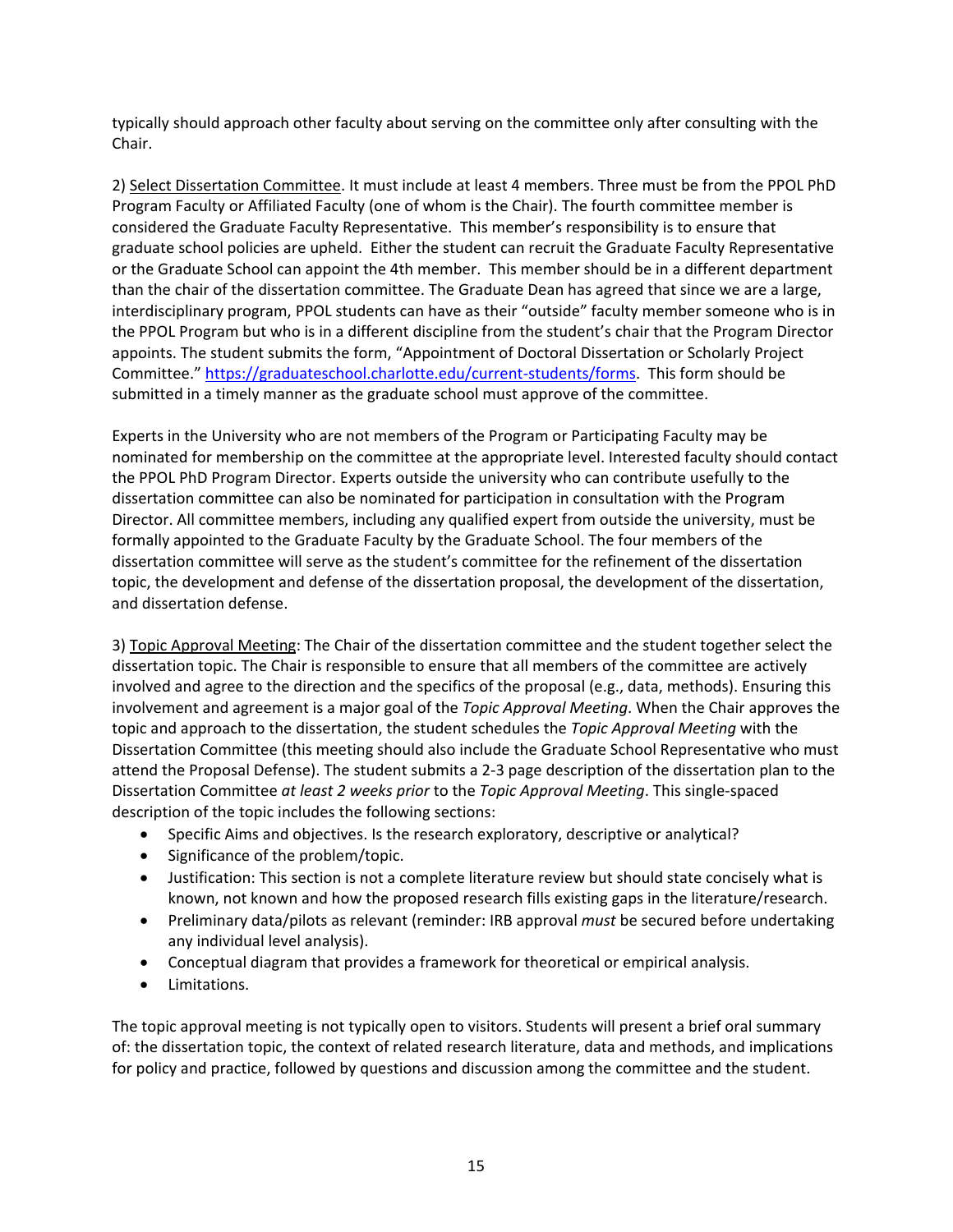typically should approach other faculty about serving on the committee only after consulting with the Chair.

2) <u>Select Dissertation Committee</u>. It must include at least 4 members. Three must be from the PPOL PhD Program Faculty or Affiliated Faculty (one of whom is the Chair). The fourth committee member is considered the Graduate Faculty Representative. This member's responsibility is to ensure that graduate school policies are upheld. Either the student can recruit the Graduate Faculty Representative or the Graduate School can appoint the 4th member. This member should be in a different department than the chair of the dissertation committee. The Graduate Dean has agreed that since we are a large, interdisciplinary program, PPOL students can have as their "outside" faculty member someone who is in the PPOL Program but who is in a different discipline from the student's chair that the Program Director appoints. The student submits the form, "Appointment of Doctoral Dissertation or Scholarly Project Committee." [https://graduateschool.charlotte.edu/current-students/forms](https://graduateschool.charlotte.edu/current-students/forms). This form should be submitted in a timely manner as the graduate school must approve of the committee.

Experts in the University who are not members of the Program or Participating Faculty may be nominated for membership on the committee at the appropriate level. Interested faculty should contact the PPOL PhD Program Director. Experts outside the university who can contribute usefully to the dissertation committee can also be nominated for participation in consultation with the Program Director. All committee members, including any qualified expert from outside the university, must be formally appointed to the Graduate Faculty by the Graduate School. The four members of the dissertation committee will serve as the student's committee for the refinement of the dissertation topic, the development and defense of the dissertation proposal, the development of the dissertation, and dissertation defense.

3) <u>Topic Approval Meeting</u>: The Chair of the dissertation committee and the student together select the dissertation topic. The Chair is responsible to ensure that all members of the committee are actively involved and agree to the direction and the specifics of the proposal (e.g., data, methods). Ensuring this involvement and agreement is a major goal of the *Topic Approval Meeting*. When the Chair approves the topic and approach to the dissertation, the student schedules the *Topic Approval Meeting* with the Dissertation Committee (this meeting should also include the Graduate School Representative who must attend the Proposal Defense). The student submits a 2-3 page description of the dissertation plan to the Dissertation Committee *at least 2 weeks prior* to the *Topic Approval Meeting*. This single-spaced description of the topic includes the following sections:

- Specific Aims and objectives. Is the research exploratory, descriptive or analytical?
- Significance of the problem/topic.
- Justification: This section is not a complete literature review but should state concisely what is known, not known and how the proposed research fills existing gaps in the literature/research.
- Preliminary data/pilots as relevant (reminder: IRB approval *must* be secured before undertaking any individual level analysis).
- Conceptual diagram that provides a framework for theoretical or empirical analysis.
- Limitations.

The topic approval meeting is not typically open to visitors. Students will present a brief oral summary of: the dissertation topic, the context of related research literature, data and methods, and implications for policy and practice, followed by questions and discussion among the committee and the student.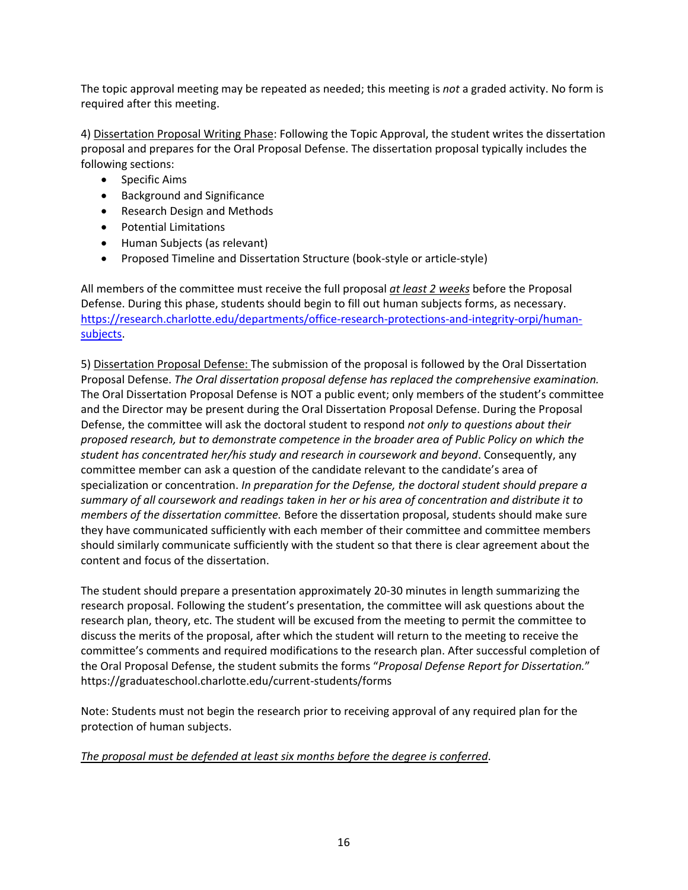The topic approval meeting may be repeated as needed; this meeting is *not* a graded activity. No form is required after this meeting.

4) <u>Dissertation Proposal Writing Phase</u>: Following the Topic Approval, the student writes the dissertation proposal and prepares for the Oral Proposal Defense. The dissertation proposal typically includes the following sections:

- Specific Aims
- Background and Significance
- Research Design and Methods
- Potential Limitations
- Human Subjects (as relevant)
- Proposed Timeline and Dissertation Structure (book-style or article-style)

All members of the committee must receive the full proposal *<u>at least 2 weeks</u>* before the Proposal Defense. During this phase, students should begin to fill out human subjects forms, as necessary. [https://research.charlotte.edu/departments/office-research-protections-and-integrity-orpi/human-subjects](https://research.charlotte.edu/departments/office-research-protections-and-integrity-orpi/human-subjects).

5) <u>Dissertation Proposal Defense:</u> The submission of the proposal is followed by the Oral Dissertation Proposal Defense. *The Oral dissertation proposal defense has replaced the comprehensive examination.* The Oral Dissertation Proposal Defense is NOT a public event; only members of the student's committee and the Director may be present during the Oral Dissertation Proposal Defense. During the Proposal Defense, the committee will ask the doctoral student to respond *not only to questions about their proposed research, but to demonstrate competence in the broader area of Public Policy on which the student has concentrated her/his study and research in coursework and beyond*. Consequently, any committee member can ask a question of the candidate relevant to the candidate's area of specialization or concentration. *In preparation for the Defense, the doctoral student should prepare a summary of all coursework and readings taken in her or his area of concentration and distribute it to members of the dissertation committee.* Before the dissertation proposal, students should make sure they have communicated sufficiently with each member of their committee and committee members should similarly communicate sufficiently with the student so that there is clear agreement about the content and focus of the dissertation.

The student should prepare a presentation approximately 20-30 minutes in length summarizing the research proposal. Following the student's presentation, the committee will ask questions about the research plan, theory, etc. The student will be excused from the meeting to permit the committee to discuss the merits of the proposal, after which the student will return to the meeting to receive the committee's comments and required modifications to the research plan. After successful completion of the Oral Proposal Defense, the student submits the forms "*Proposal Defense Report for Dissertation.*" https://graduateschool.charlotte.edu/current-students/forms

Note: Students must not begin the research prior to receiving approval of any required plan for the protection of human subjects.

*<u>The proposal must be defended at least six months before the degree is conferred</u>*.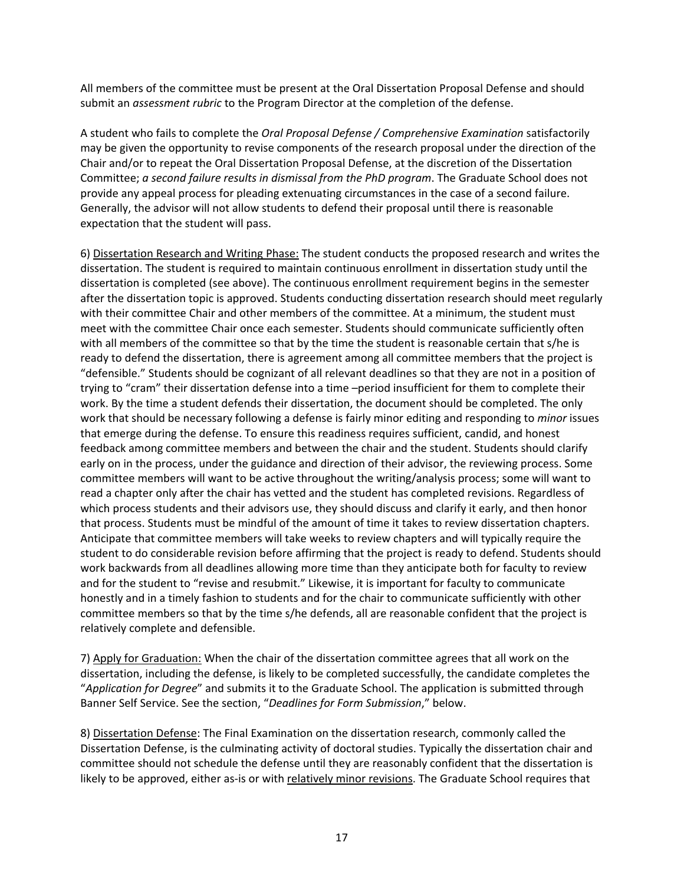All members of the committee must be present at the Oral Dissertation Proposal Defense and should submit an *assessment rubric* to the Program Director at the completion of the defense.

A student who fails to complete the *Oral Proposal Defense / Comprehensive Examination* satisfactorily may be given the opportunity to revise components of the research proposal under the direction of the Chair and/or to repeat the Oral Dissertation Proposal Defense, at the discretion of the Dissertation Committee; *a second failure results in dismissal from the PhD program*. The Graduate School does not provide any appeal process for pleading extenuating circumstances in the case of a second failure. Generally, the advisor will not allow students to defend their proposal until there is reasonable expectation that the student will pass.

6) <u>Dissertation Research and Writing Phase:</u> The student conducts the proposed research and writes the dissertation. The student is required to maintain continuous enrollment in dissertation study until the dissertation is completed (see above). The continuous enrollment requirement begins in the semester after the dissertation topic is approved. Students conducting dissertation research should meet regularly with their committee Chair and other members of the committee. At a minimum, the student must meet with the committee Chair once each semester. Students should communicate sufficiently often with all members of the committee so that by the time the student is reasonable certain that s/he is ready to defend the dissertation, there is agreement among all committee members that the project is "defensible." Students should be cognizant of all relevant deadlines so that they are not in a position of trying to "cram" their dissertation defense into a time –period insufficient for them to complete their work. By the time a student defends their dissertation, the document should be completed. The only work that should be necessary following a defense is fairly minor editing and responding to *minor* issues that emerge during the defense. To ensure this readiness requires sufficient, candid, and honest feedback among committee members and between the chair and the student. Students should clarify early on in the process, under the guidance and direction of their advisor, the reviewing process. Some committee members will want to be active throughout the writing/analysis process; some will want to read a chapter only after the chair has vetted and the student has completed revisions. Regardless of which process students and their advisors use, they should discuss and clarify it early, and then honor that process. Students must be mindful of the amount of time it takes to review dissertation chapters. Anticipate that committee members will take weeks to review chapters and will typically require the student to do considerable revision before affirming that the project is ready to defend. Students should work backwards from all deadlines allowing more time than they anticipate both for faculty to review and for the student to "revise and resubmit." Likewise, it is important for faculty to communicate honestly and in a timely fashion to students and for the chair to communicate sufficiently with other committee members so that by the time s/he defends, all are reasonable confident that the project is relatively complete and defensible.

7) <u>Apply for Graduation:</u> When the chair of the dissertation committee agrees that all work on the dissertation, including the defense, is likely to be completed successfully, the candidate completes the "*Application for Degree*" and submits it to the Graduate School. The application is submitted through Banner Self Service. See the section, "*Deadlines for Form Submission*," below.

8) <u>Dissertation Defense</u>: The Final Examination on the dissertation research, commonly called the Dissertation Defense, is the culminating activity of doctoral studies. Typically the dissertation chair and committee should not schedule the defense until they are reasonably confident that the dissertation is likely to be approved, either as-is or with <u>relatively minor revisions</u>. The Graduate School requires that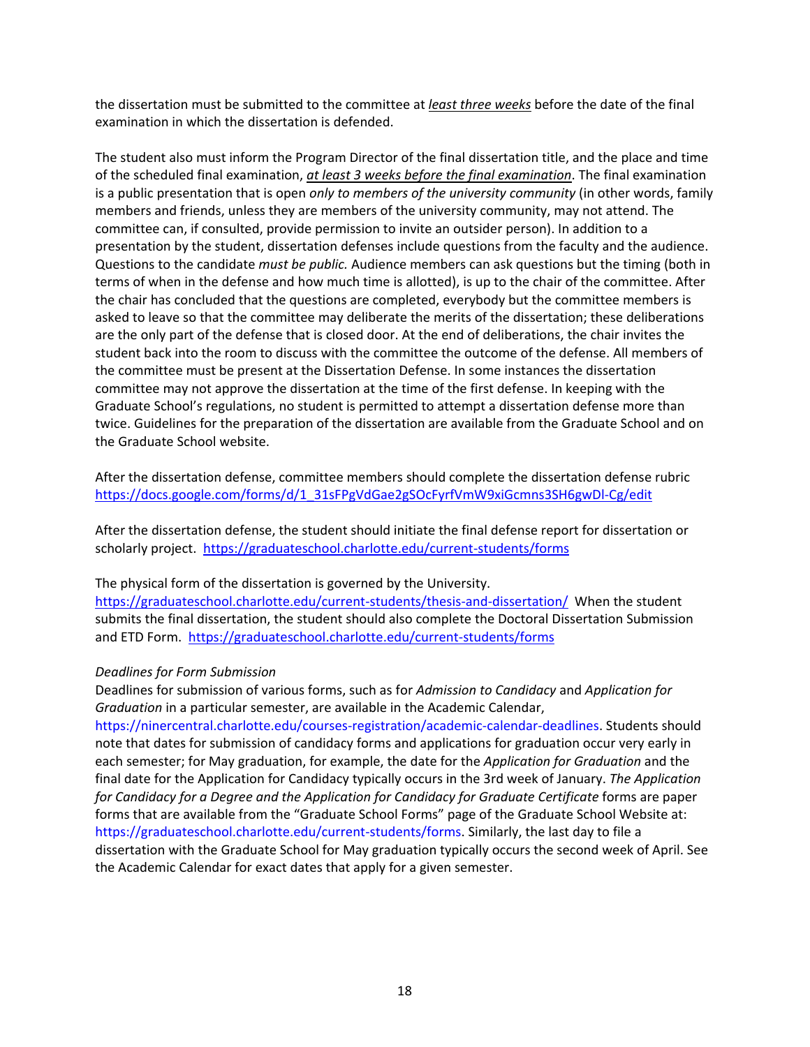the dissertation must be submitted to the committee at *least three weeks* before the date of the final examination in which the dissertation is defended.

The student also must inform the Program Director of the final dissertation title, and the place and time of the scheduled final examination, *at least 3 weeks before the final examination*. The final examination is a public presentation that is open *only to members of the university community* (in other words, family members and friends, unless they are members of the university community, may not attend. The committee can, if consulted, provide permission to invite an outsider person). In addition to a presentation by the student, dissertation defenses include questions from the faculty and the audience. Questions to the candidate *must be public.* Audience members can ask questions but the timing (both in terms of when in the defense and how much time is allotted), is up to the chair of the committee. After the chair has concluded that the questions are completed, everybody but the committee members is asked to leave so that the committee may deliberate the merits of the dissertation; these deliberations are the only part of the defense that is closed door. At the end of deliberations, the chair invites the student back into the room to discuss with the committee the outcome of the defense. All members of the committee must be present at the Dissertation Defense. In some instances the dissertation committee may not approve the dissertation at the time of the first defense. In keeping with the Graduate School's regulations, no student is permitted to attempt a dissertation defense more than twice. Guidelines for the preparation of the dissertation are available from the Graduate School and on the Graduate School website.

After the dissertation defense, committee members should complete the dissertation defense rubric https://docs.google.com/forms/d/1_31sFPgVdGae2gSOcFyrfVmW9xiGcmns3SH6gwDl-Cg/edit

After the dissertation defense, the student should initiate the final defense report for dissertation or scholarly project. https://graduateschool.charlotte.edu/current-students/forms

The physical form of the dissertation is governed by the University. https://graduateschool.charlotte.edu/current-students/thesis-and-dissertation/ When the student submits the final dissertation, the student should also complete the Doctoral Dissertation Submission and ETD Form. https://graduateschool.charlotte.edu/current-students/forms

*Deadlines for Form Submission*

Deadlines for submission of various forms, such as for *Admission to Candidacy* and *Application for Graduation* in a particular semester, are available in the Academic Calendar, https://ninercentral.charlotte.edu/courses-registration/academic-calendar-deadlines. Students should note that dates for submission of candidacy forms and applications for graduation occur very early in each semester; for May graduation, for example, the date for the *Application for Graduation* and the final date for the Application for Candidacy typically occurs in the 3rd week of January. *The Application for Candidacy for a Degree and the Application for Candidacy for Graduate Certificate* forms are paper forms that are available from the "Graduate School Forms" page of the Graduate School Website at: https://graduateschool.charlotte.edu/current-students/forms. Similarly, the last day to file a dissertation with the Graduate School for May graduation typically occurs the second week of April. See the Academic Calendar for exact dates that apply for a given semester.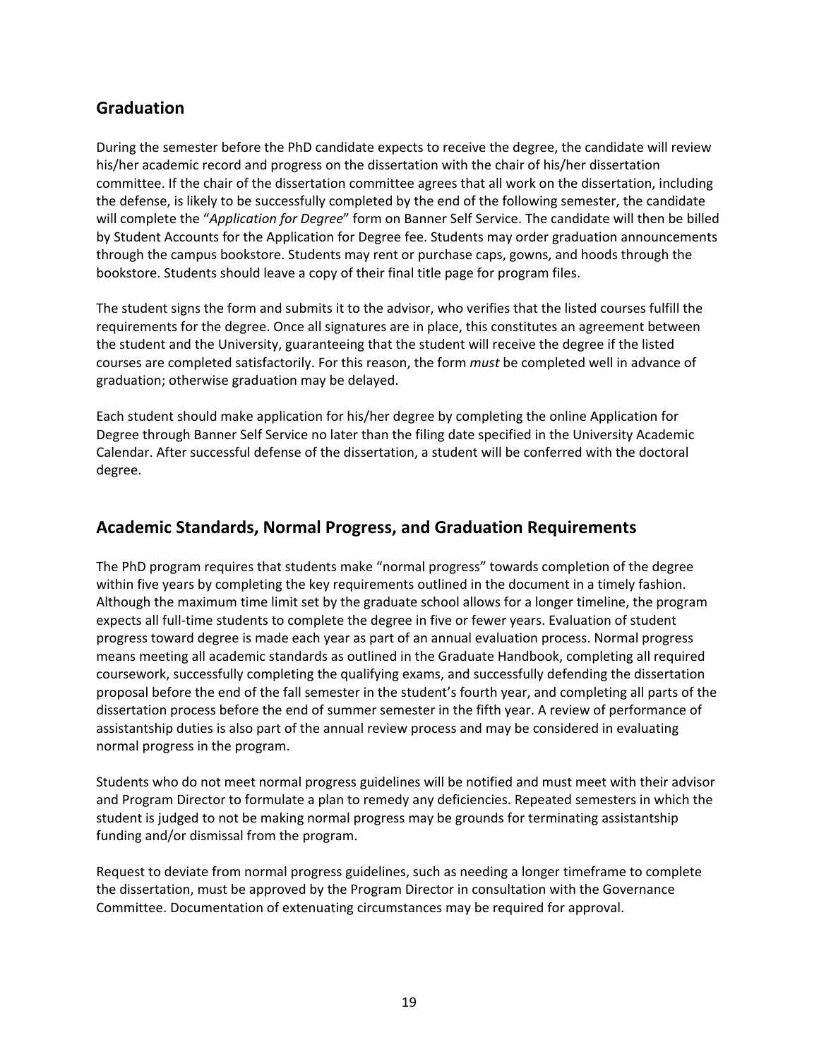## Graduation

During the semester before the PhD candidate expects to receive the degree, the candidate will review his/her academic record and progress on the dissertation with the chair of his/her dissertation committee. If the chair of the dissertation committee agrees that all work on the dissertation, including the defense, is likely to be successfully completed by the end of the following semester, the candidate will complete the "*Application for Degree*" form on Banner Self Service. The candidate will then be billed by Student Accounts for the Application for Degree fee. Students may order graduation announcements through the campus bookstore. Students may rent or purchase caps, gowns, and hoods through the bookstore. Students should leave a copy of their final title page for program files.

The student signs the form and submits it to the advisor, who verifies that the listed courses fulfill the requirements for the degree. Once all signatures are in place, this constitutes an agreement between the student and the University, guaranteeing that the student will receive the degree if the listed courses are completed satisfactorily. For this reason, the form *must* be completed well in advance of graduation; otherwise graduation may be delayed.

Each student should make application for his/her degree by completing the online Application for Degree through Banner Self Service no later than the filing date specified in the University Academic Calendar. After successful defense of the dissertation, a student will be conferred with the doctoral degree.

## Academic Standards, Normal Progress, and Graduation Requirements

The PhD program requires that students make "normal progress" towards completion of the degree within five years by completing the key requirements outlined in the document in a timely fashion. Although the maximum time limit set by the graduate school allows for a longer timeline, the program expects all full-time students to complete the degree in five or fewer years. Evaluation of student progress toward degree is made each year as part of an annual evaluation process. Normal progress means meeting all academic standards as outlined in the Graduate Handbook, completing all required coursework, successfully completing the qualifying exams, and successfully defending the dissertation proposal before the end of the fall semester in the student's fourth year, and completing all parts of the dissertation process before the end of summer semester in the fifth year. A review of performance of assistantship duties is also part of the annual review process and may be considered in evaluating normal progress in the program.

Students who do not meet normal progress guidelines will be notified and must meet with their advisor and Program Director to formulate a plan to remedy any deficiencies. Repeated semesters in which the student is judged to not be making normal progress may be grounds for terminating assistantship funding and/or dismissal from the program.

Request to deviate from normal progress guidelines, such as needing a longer timeframe to complete the dissertation, must be approved by the Program Director in consultation with the Governance Committee. Documentation of extenuating circumstances may be required for approval.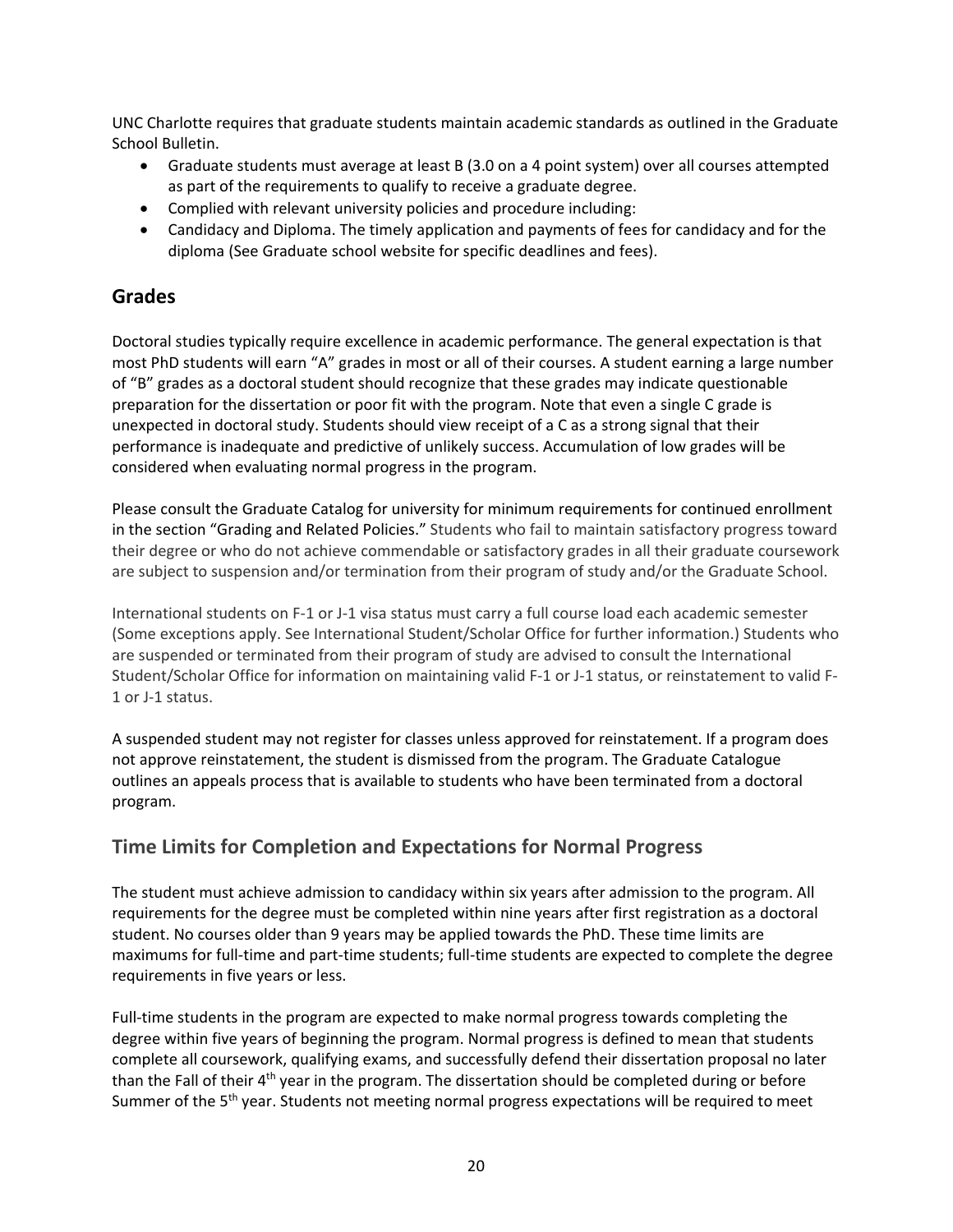UNC Charlotte requires that graduate students maintain academic standards as outlined in the Graduate School Bulletin.

- Graduate students must average at least B (3.0 on a 4 point system) over all courses attempted as part of the requirements to qualify to receive a graduate degree.
- Complied with relevant university policies and procedure including:
- Candidacy and Diploma. The timely application and payments of fees for candidacy and for the diploma (See Graduate school website for specific deadlines and fees).

## Grades

Doctoral studies typically require excellence in academic performance. The general expectation is that most PhD students will earn "A" grades in most or all of their courses. A student earning a large number of "B" grades as a doctoral student should recognize that these grades may indicate questionable preparation for the dissertation or poor fit with the program. Note that even a single C grade is unexpected in doctoral study. Students should view receipt of a C as a strong signal that their performance is inadequate and predictive of unlikely success. Accumulation of low grades will be considered when evaluating normal progress in the program.

Please consult the Graduate Catalog for university for minimum requirements for continued enrollment in the section "Grading and Related Policies." Students who fail to maintain satisfactory progress toward their degree or who do not achieve commendable or satisfactory grades in all their graduate coursework are subject to suspension and/or termination from their program of study and/or the Graduate School.

International students on F-1 or J-1 visa status must carry a full course load each academic semester (Some exceptions apply. See International Student/Scholar Office for further information.) Students who are suspended or terminated from their program of study are advised to consult the International Student/Scholar Office for information on maintaining valid F-1 or J-1 status, or reinstatement to valid F-1 or J-1 status.

A suspended student may not register for classes unless approved for reinstatement. If a program does not approve reinstatement, the student is dismissed from the program. The Graduate Catalogue outlines an appeals process that is available to students who have been terminated from a doctoral program.

## Time Limits for Completion and Expectations for Normal Progress

The student must achieve admission to candidacy within six years after admission to the program. All requirements for the degree must be completed within nine years after first registration as a doctoral student. No courses older than 9 years may be applied towards the PhD. These time limits are maximums for full-time and part-time students; full-time students are expected to complete the degree requirements in five years or less.

Full-time students in the program are expected to make normal progress towards completing the degree within five years of beginning the program. Normal progress is defined to mean that students complete all coursework, qualifying exams, and successfully defend their dissertation proposal no later than the Fall of their 4th year in the program. The dissertation should be completed during or before Summer of the 5th year. Students not meeting normal progress expectations will be required to meet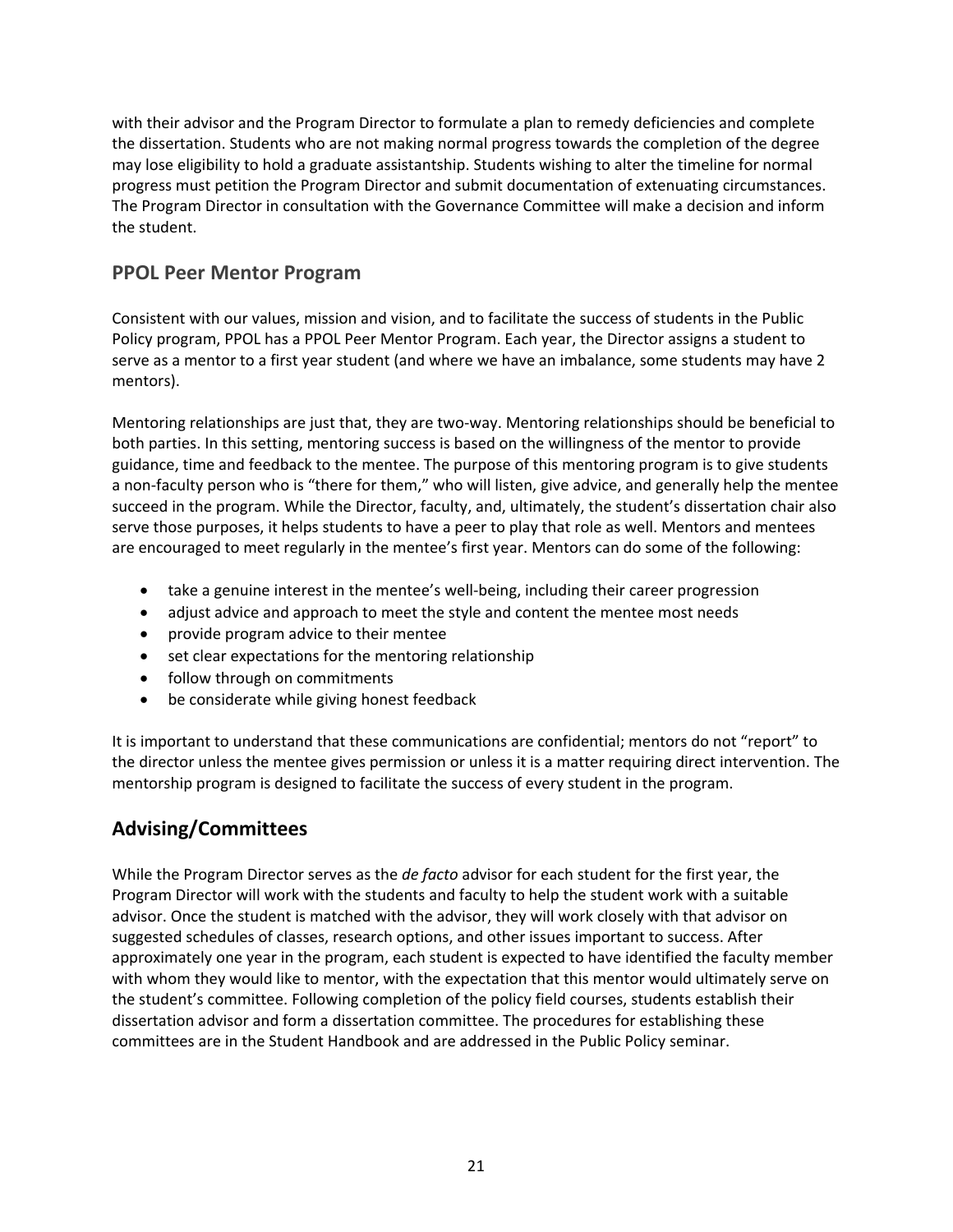with their advisor and the Program Director to formulate a plan to remedy deficiencies and complete the dissertation. Students who are not making normal progress towards the completion of the degree may lose eligibility to hold a graduate assistantship. Students wishing to alter the timeline for normal progress must petition the Program Director and submit documentation of extenuating circumstances. The Program Director in consultation with the Governance Committee will make a decision and inform the student.

### PPOL Peer Mentor Program

Consistent with our values, mission and vision, and to facilitate the success of students in the Public Policy program, PPOL has a PPOL Peer Mentor Program. Each year, the Director assigns a student to serve as a mentor to a first year student (and where we have an imbalance, some students may have 2 mentors).

Mentoring relationships are just that, they are two-way. Mentoring relationships should be beneficial to both parties. In this setting, mentoring success is based on the willingness of the mentor to provide guidance, time and feedback to the mentee. The purpose of this mentoring program is to give students a non-faculty person who is "there for them," who will listen, give advice, and generally help the mentee succeed in the program. While the Director, faculty, and, ultimately, the student's dissertation chair also serve those purposes, it helps students to have a peer to play that role as well. Mentors and mentees are encouraged to meet regularly in the mentee's first year. Mentors can do some of the following:

- take a genuine interest in the mentee's well-being, including their career progression
- adjust advice and approach to meet the style and content the mentee most needs
- provide program advice to their mentee
- set clear expectations for the mentoring relationship
- follow through on commitments
- be considerate while giving honest feedback

It is important to understand that these communications are confidential; mentors do not "report" to the director unless the mentee gives permission or unless it is a matter requiring direct intervention. The mentorship program is designed to facilitate the success of every student in the program.

## Advising/Committees

While the Program Director serves as the *de facto* advisor for each student for the first year, the Program Director will work with the students and faculty to help the student work with a suitable advisor. Once the student is matched with the advisor, they will work closely with that advisor on suggested schedules of classes, research options, and other issues important to success. After approximately one year in the program, each student is expected to have identified the faculty member with whom they would like to mentor, with the expectation that this mentor would ultimately serve on the student's committee. Following completion of the policy field courses, students establish their dissertation advisor and form a dissertation committee. The procedures for establishing these committees are in the Student Handbook and are addressed in the Public Policy seminar.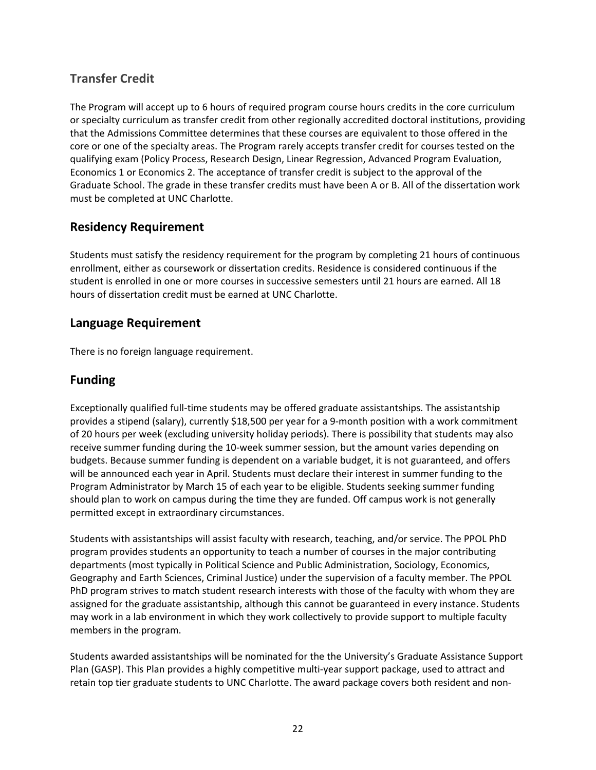## Transfer Credit

The Program will accept up to 6 hours of required program course hours credits in the core curriculum or specialty curriculum as transfer credit from other regionally accredited doctoral institutions, providing that the Admissions Committee determines that these courses are equivalent to those offered in the core or one of the specialty areas. The Program rarely accepts transfer credit for courses tested on the qualifying exam (Policy Process, Research Design, Linear Regression, Advanced Program Evaluation, Economics 1 or Economics 2. The acceptance of transfer credit is subject to the approval of the Graduate School. The grade in these transfer credits must have been A or B. All of the dissertation work must be completed at UNC Charlotte.

## Residency Requirement

Students must satisfy the residency requirement for the program by completing 21 hours of continuous enrollment, either as coursework or dissertation credits. Residence is considered continuous if the student is enrolled in one or more courses in successive semesters until 21 hours are earned. All 18 hours of dissertation credit must be earned at UNC Charlotte.

## Language Requirement

There is no foreign language requirement.

## Funding

Exceptionally qualified full-time students may be offered graduate assistantships. The assistantship provides a stipend (salary), currently $18,500 per year for a 9-month position with a work commitment of 20 hours per week (excluding university holiday periods). There is possibility that students may also receive summer funding during the 10-week summer session, but the amount varies depending on budgets. Because summer funding is dependent on a variable budget, it is not guaranteed, and offers will be announced each year in April. Students must declare their interest in summer funding to the Program Administrator by March 15 of each year to be eligible. Students seeking summer funding should plan to work on campus during the time they are funded. Off campus work is not generally permitted except in extraordinary circumstances.

Students with assistantships will assist faculty with research, teaching, and/or service. The PPOL PhD program provides students an opportunity to teach a number of courses in the major contributing departments (most typically in Political Science and Public Administration, Sociology, Economics, Geography and Earth Sciences, Criminal Justice) under the supervision of a faculty member. The PPOL PhD program strives to match student research interests with those of the faculty with whom they are assigned for the graduate assistantship, although this cannot be guaranteed in every instance. Students may work in a lab environment in which they work collectively to provide support to multiple faculty members in the program.

Students awarded assistantships will be nominated for the the University's Graduate Assistance Support Plan (GASP). This Plan provides a highly competitive multi-year support package, used to attract and retain top tier graduate students to UNC Charlotte. The award package covers both resident and non-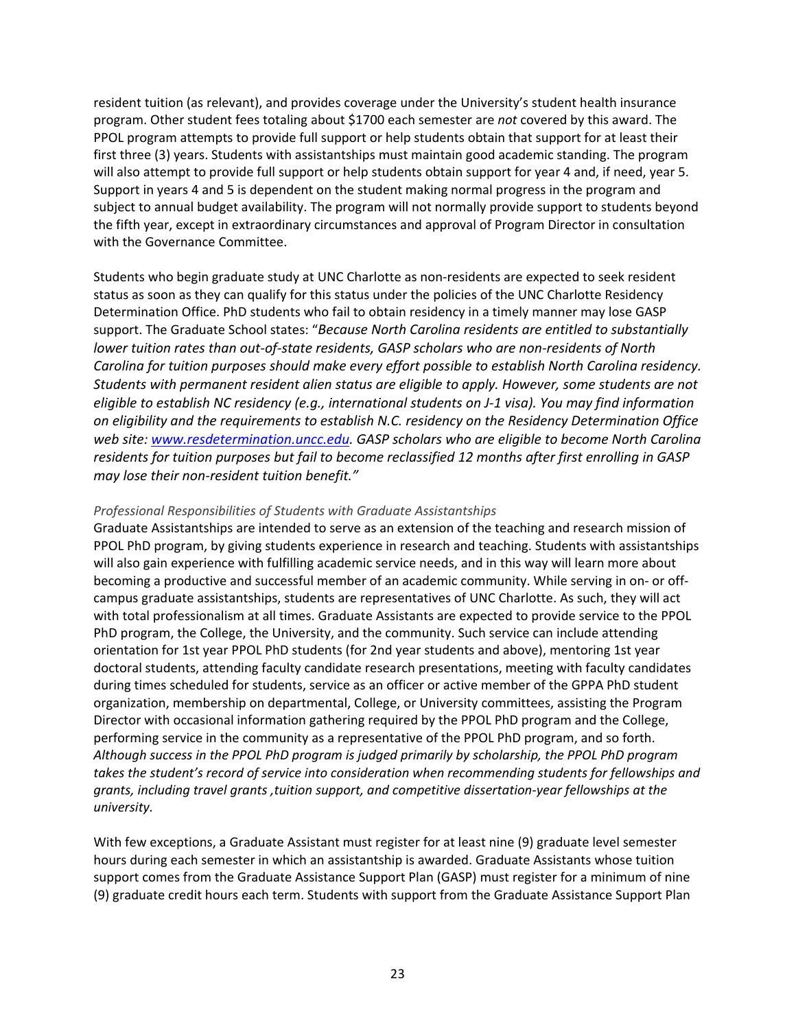resident tuition (as relevant), and provides coverage under the University's student health insurance program. Other student fees totaling about $1700 each semester are *not* covered by this award. The PPOL program attempts to provide full support or help students obtain that support for at least their first three (3) years. Students with assistantships must maintain good academic standing. The program will also attempt to provide full support or help students obtain support for year 4 and, if need, year 5. Support in years 4 and 5 is dependent on the student making normal progress in the program and subject to annual budget availability. The program will not normally provide support to students beyond the fifth year, except in extraordinary circumstances and approval of Program Director in consultation with the Governance Committee.

Students who begin graduate study at UNC Charlotte as non-residents are expected to seek resident status as soon as they can qualify for this status under the policies of the UNC Charlotte Residency Determination Office. PhD students who fail to obtain residency in a timely manner may lose GASP support. The Graduate School states: "*Because North Carolina residents are entitled to substantially lower tuition rates than out-of-state residents, GASP scholars who are non-residents of North Carolina for tuition purposes should make every effort possible to establish North Carolina residency. Students with permanent resident alien status are eligible to apply. However, some students are not eligible to establish NC residency (e.g., international students on J-1 visa). You may find information on eligibility and the requirements to establish N.C. residency on the Residency Determination Office web site: [www.resdetermination.uncc.edu](www.resdetermination.uncc.edu). GASP scholars who are eligible to become North Carolina residents for tuition purposes but fail to become reclassified 12 months after first enrolling in GASP may lose their non-resident tuition benefit.*"

*Professional Responsibilities of Students with Graduate Assistantships*

Graduate Assistantships are intended to serve as an extension of the teaching and research mission of PPOL PhD program, by giving students experience in research and teaching. Students with assistantships will also gain experience with fulfilling academic service needs, and in this way will learn more about becoming a productive and successful member of an academic community. While serving in on- or off-campus graduate assistantships, students are representatives of UNC Charlotte. As such, they will act with total professionalism at all times. Graduate Assistants are expected to provide service to the PPOL PhD program, the College, the University, and the community. Such service can include attending orientation for 1st year PPOL PhD students (for 2nd year students and above), mentoring 1st year doctoral students, attending faculty candidate research presentations, meeting with faculty candidates during times scheduled for students, service as an officer or active member of the GPPA PhD student organization, membership on departmental, College, or University committees, assisting the Program Director with occasional information gathering required by the PPOL PhD program and the College, performing service in the community as a representative of the PPOL PhD program, and so forth. *Although success in the PPOL PhD program is judged primarily by scholarship, the PPOL PhD program takes the student's record of service into consideration when recommending students for fellowships and grants, including travel grants ,tuition support, and competitive dissertation-year fellowships at the university.*

With few exceptions, a Graduate Assistant must register for at least nine (9) graduate level semester hours during each semester in which an assistantship is awarded. Graduate Assistants whose tuition support comes from the Graduate Assistance Support Plan (GASP) must register for a minimum of nine (9) graduate credit hours each term. Students with support from the Graduate Assistance Support Plan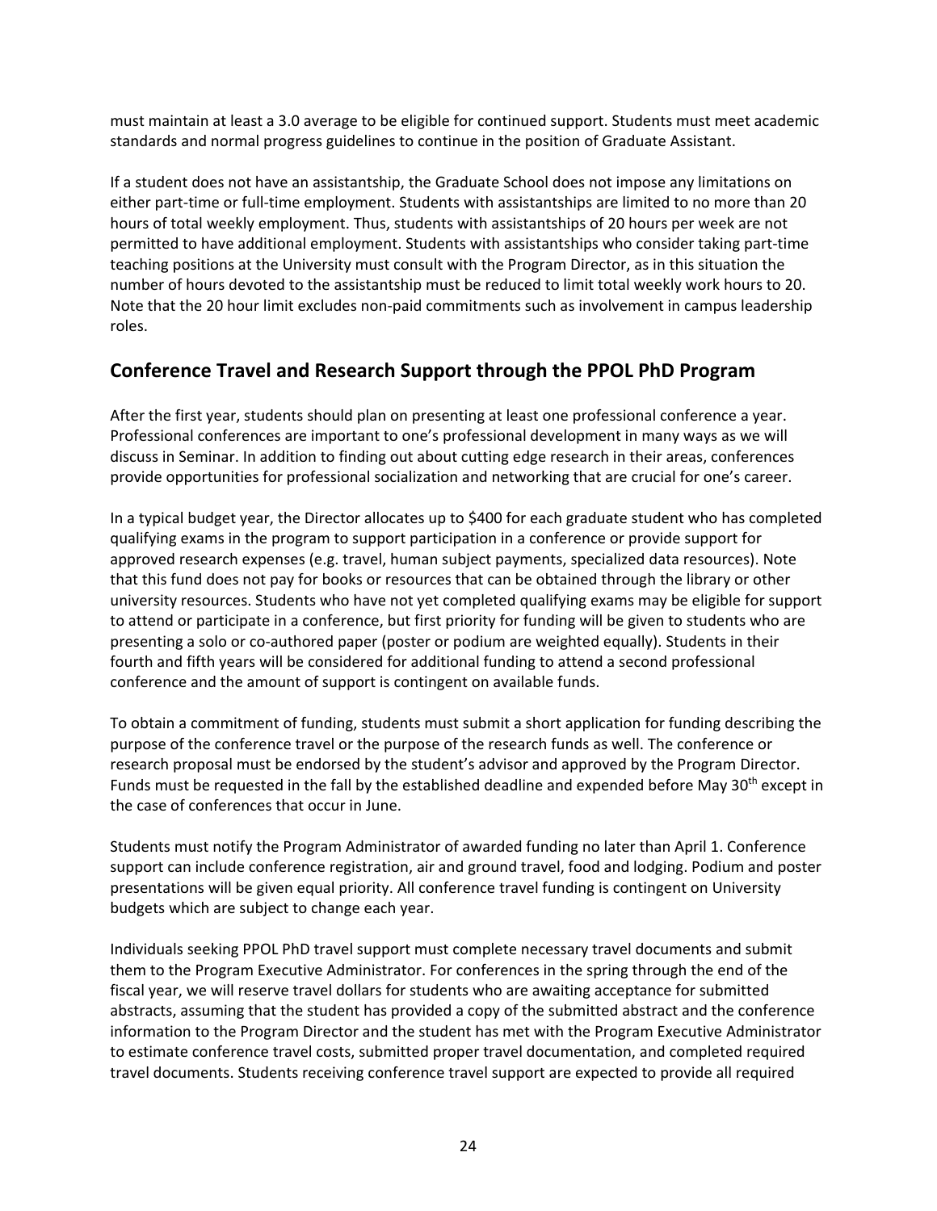must maintain at least a 3.0 average to be eligible for continued support. Students must meet academic standards and normal progress guidelines to continue in the position of Graduate Assistant.

If a student does not have an assistantship, the Graduate School does not impose any limitations on either part-time or full-time employment. Students with assistantships are limited to no more than 20 hours of total weekly employment. Thus, students with assistantships of 20 hours per week are not permitted to have additional employment. Students with assistantships who consider taking part-time teaching positions at the University must consult with the Program Director, as in this situation the number of hours devoted to the assistantship must be reduced to limit total weekly work hours to 20. Note that the 20 hour limit excludes non-paid commitments such as involvement in campus leadership roles.

## Conference Travel and Research Support through the PPOL PhD Program

After the first year, students should plan on presenting at least one professional conference a year. Professional conferences are important to one's professional development in many ways as we will discuss in Seminar. In addition to finding out about cutting edge research in their areas, conferences provide opportunities for professional socialization and networking that are crucial for one's career.

In a typical budget year, the Director allocates up to $400 for each graduate student who has completed qualifying exams in the program to support participation in a conference or provide support for approved research expenses (e.g. travel, human subject payments, specialized data resources). Note that this fund does not pay for books or resources that can be obtained through the library or other university resources. Students who have not yet completed qualifying exams may be eligible for support to attend or participate in a conference, but first priority for funding will be given to students who are presenting a solo or co-authored paper (poster or podium are weighted equally). Students in their fourth and fifth years will be considered for additional funding to attend a second professional conference and the amount of support is contingent on available funds.

To obtain a commitment of funding, students must submit a short application for funding describing the purpose of the conference travel or the purpose of the research funds as well. The conference or research proposal must be endorsed by the student's advisor and approved by the Program Director. Funds must be requested in the fall by the established deadline and expended before May 30th except in the case of conferences that occur in June.

Students must notify the Program Administrator of awarded funding no later than April 1. Conference support can include conference registration, air and ground travel, food and lodging. Podium and poster presentations will be given equal priority. All conference travel funding is contingent on University budgets which are subject to change each year.

Individuals seeking PPOL PhD travel support must complete necessary travel documents and submit them to the Program Executive Administrator. For conferences in the spring through the end of the fiscal year, we will reserve travel dollars for students who are awaiting acceptance for submitted abstracts, assuming that the student has provided a copy of the submitted abstract and the conference information to the Program Director and the student has met with the Program Executive Administrator to estimate conference travel costs, submitted proper travel documentation, and completed required travel documents. Students receiving conference travel support are expected to provide all required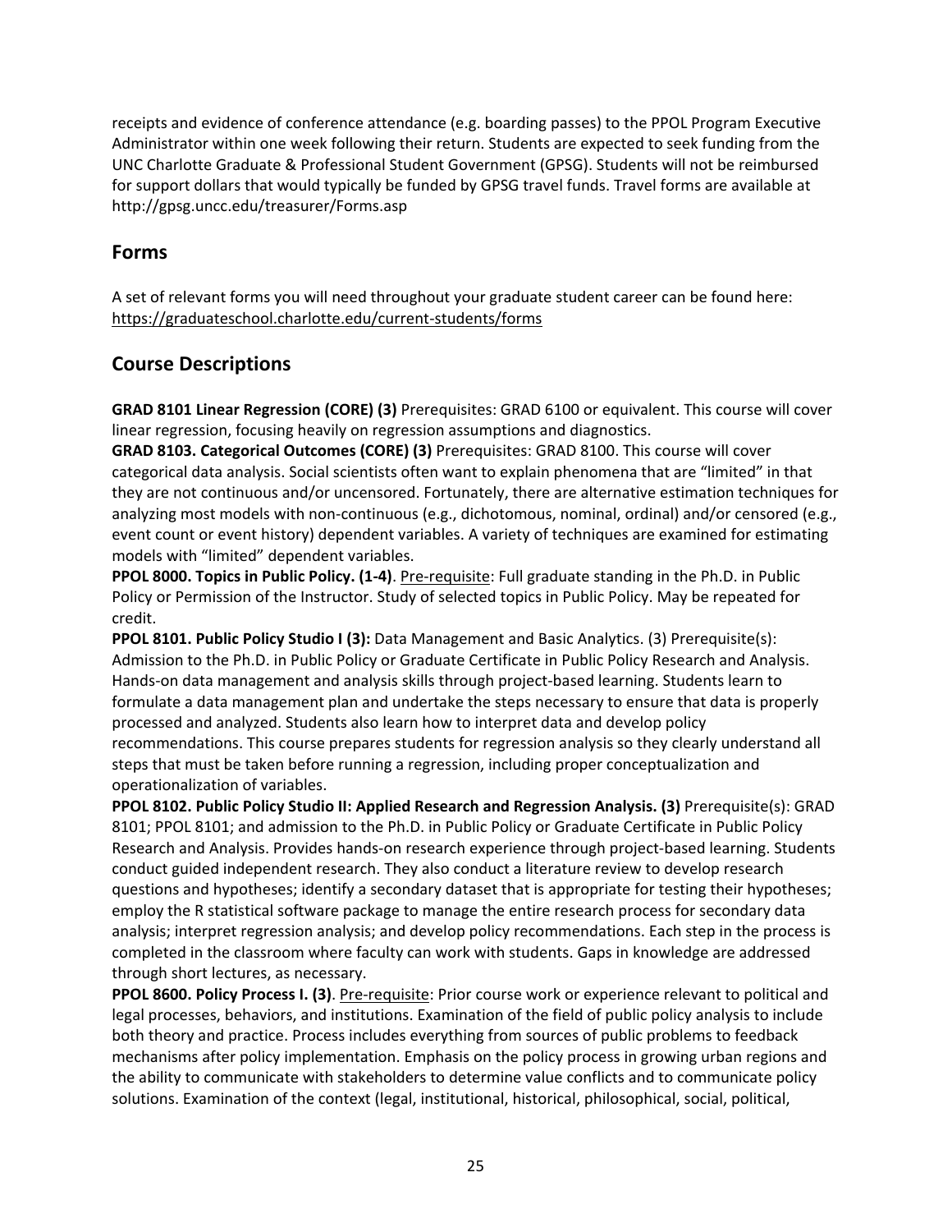receipts and evidence of conference attendance (e.g. boarding passes) to the PPOL Program Executive Administrator within one week following their return. Students are expected to seek funding from the UNC Charlotte Graduate & Professional Student Government (GPSG). Students will not be reimbursed for support dollars that would typically be funded by GPSG travel funds. Travel forms are available at http://gpsg.uncc.edu/treasurer/Forms.asp

## Forms

A set of relevant forms you will need throughout your graduate student career can be found here: https://graduateschool.charlotte.edu/current-students/forms

## Course Descriptions

**GRAD 8101 Linear Regression (CORE) (3)** Prerequisites: GRAD 6100 or equivalent. This course will cover linear regression, focusing heavily on regression assumptions and diagnostics.

**GRAD 8103. Categorical Outcomes (CORE) (3)** Prerequisites: GRAD 8100. This course will cover categorical data analysis. Social scientists often want to explain phenomena that are "limited" in that they are not continuous and/or uncensored. Fortunately, there are alternative estimation techniques for analyzing most models with non-continuous (e.g., dichotomous, nominal, ordinal) and/or censored (e.g., event count or event history) dependent variables. A variety of techniques are examined for estimating models with "limited" dependent variables.

**PPOL 8000. Topics in Public Policy. (1-4)**. Pre-requisite: Full graduate standing in the Ph.D. in Public Policy or Permission of the Instructor. Study of selected topics in Public Policy. May be repeated for credit.

**PPOL 8101. Public Policy Studio I (3):** Data Management and Basic Analytics. (3) Prerequisite(s): Admission to the Ph.D. in Public Policy or Graduate Certificate in Public Policy Research and Analysis. Hands-on data management and analysis skills through project-based learning. Students learn to formulate a data management plan and undertake the steps necessary to ensure that data is properly processed and analyzed. Students also learn how to interpret data and develop policy recommendations. This course prepares students for regression analysis so they clearly understand all steps that must be taken before running a regression, including proper conceptualization and operationalization of variables.

**PPOL 8102. Public Policy Studio II: Applied Research and Regression Analysis. (3)** Prerequisite(s): GRAD 8101; PPOL 8101; and admission to the Ph.D. in Public Policy or Graduate Certificate in Public Policy Research and Analysis. Provides hands-on research experience through project-based learning. Students conduct guided independent research. They also conduct a literature review to develop research questions and hypotheses; identify a secondary dataset that is appropriate for testing their hypotheses; employ the R statistical software package to manage the entire research process for secondary data analysis; interpret regression analysis; and develop policy recommendations. Each step in the process is completed in the classroom where faculty can work with students. Gaps in knowledge are addressed through short lectures, as necessary.

**PPOL 8600. Policy Process I. (3)**. Pre-requisite: Prior course work or experience relevant to political and legal processes, behaviors, and institutions. Examination of the field of public policy analysis to include both theory and practice. Process includes everything from sources of public problems to feedback mechanisms after policy implementation. Emphasis on the policy process in growing urban regions and the ability to communicate with stakeholders to determine value conflicts and to communicate policy solutions. Examination of the context (legal, institutional, historical, philosophical, social, political,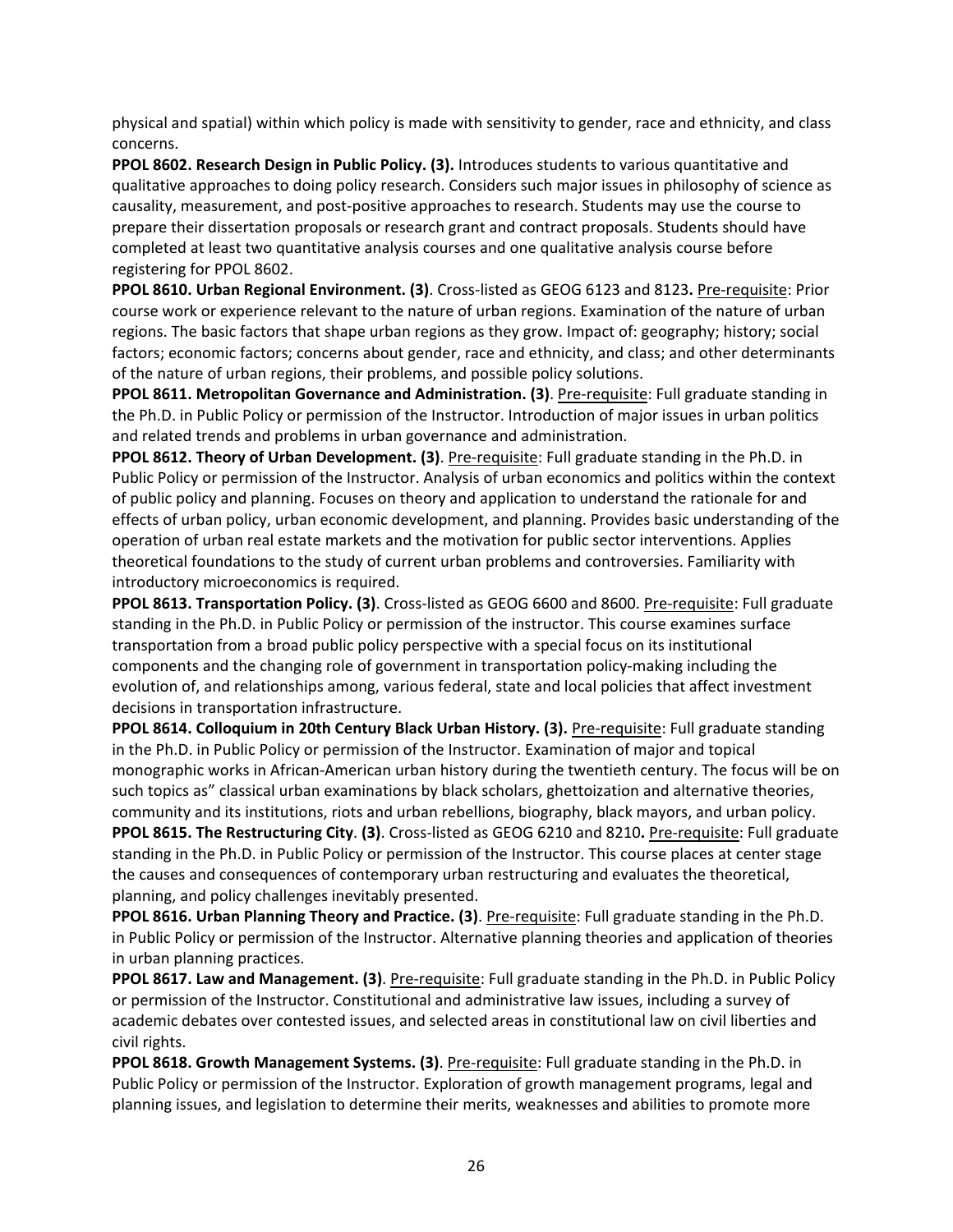physical and spatial) within which policy is made with sensitivity to gender, race and ethnicity, and class concerns.

**PPOL 8602. Research Design in Public Policy. (3).** Introduces students to various quantitative and qualitative approaches to doing policy research. Considers such major issues in philosophy of science as causality, measurement, and post-positive approaches to research. Students may use the course to prepare their dissertation proposals or research grant and contract proposals. Students should have completed at least two quantitative analysis courses and one qualitative analysis course before registering for PPOL 8602.

**PPOL 8610. Urban Regional Environment. (3)**. Cross-listed as GEOG 6123 and 8123**.** Pre-requisite: Prior course work or experience relevant to the nature of urban regions. Examination of the nature of urban regions. The basic factors that shape urban regions as they grow. Impact of: geography; history; social factors; economic factors; concerns about gender, race and ethnicity, and class; and other determinants of the nature of urban regions, their problems, and possible policy solutions.

**PPOL 8611. Metropolitan Governance and Administration. (3)**. Pre-requisite: Full graduate standing in the Ph.D. in Public Policy or permission of the Instructor. Introduction of major issues in urban politics and related trends and problems in urban governance and administration.

**PPOL 8612. Theory of Urban Development. (3)**. Pre-requisite: Full graduate standing in the Ph.D. in Public Policy or permission of the Instructor. Analysis of urban economics and politics within the context of public policy and planning. Focuses on theory and application to understand the rationale for and effects of urban policy, urban economic development, and planning. Provides basic understanding of the operation of urban real estate markets and the motivation for public sector interventions. Applies theoretical foundations to the study of current urban problems and controversies. Familiarity with introductory microeconomics is required.

**PPOL 8613. Transportation Policy. (3)**. Cross-listed as GEOG 6600 and 8600. Pre-requisite: Full graduate standing in the Ph.D. in Public Policy or permission of the instructor. This course examines surface transportation from a broad public policy perspective with a special focus on its institutional components and the changing role of government in transportation policy-making including the evolution of, and relationships among, various federal, state and local policies that affect investment decisions in transportation infrastructure.

**PPOL 8614. Colloquium in 20th Century Black Urban History. (3).** Pre-requisite: Full graduate standing in the Ph.D. in Public Policy or permission of the Instructor. Examination of major and topical monographic works in African-American urban history during the twentieth century. The focus will be on such topics as" classical urban examinations by black scholars, ghettoization and alternative theories, community and its institutions, riots and urban rebellions, biography, black mayors, and urban policy.

**PPOL 8615. The Restructuring City**. **(3)**. Cross-listed as GEOG 6210 and 8210**.** Pre-requisite: Full graduate standing in the Ph.D. in Public Policy or permission of the Instructor. This course places at center stage the causes and consequences of contemporary urban restructuring and evaluates the theoretical, planning, and policy challenges inevitably presented.

**PPOL 8616. Urban Planning Theory and Practice. (3)**. Pre-requisite: Full graduate standing in the Ph.D. in Public Policy or permission of the Instructor. Alternative planning theories and application of theories in urban planning practices.

**PPOL 8617. Law and Management. (3)**. Pre-requisite: Full graduate standing in the Ph.D. in Public Policy or permission of the Instructor. Constitutional and administrative law issues, including a survey of academic debates over contested issues, and selected areas in constitutional law on civil liberties and civil rights.

**PPOL 8618. Growth Management Systems. (3)**. Pre-requisite: Full graduate standing in the Ph.D. in Public Policy or permission of the Instructor. Exploration of growth management programs, legal and planning issues, and legislation to determine their merits, weaknesses and abilities to promote more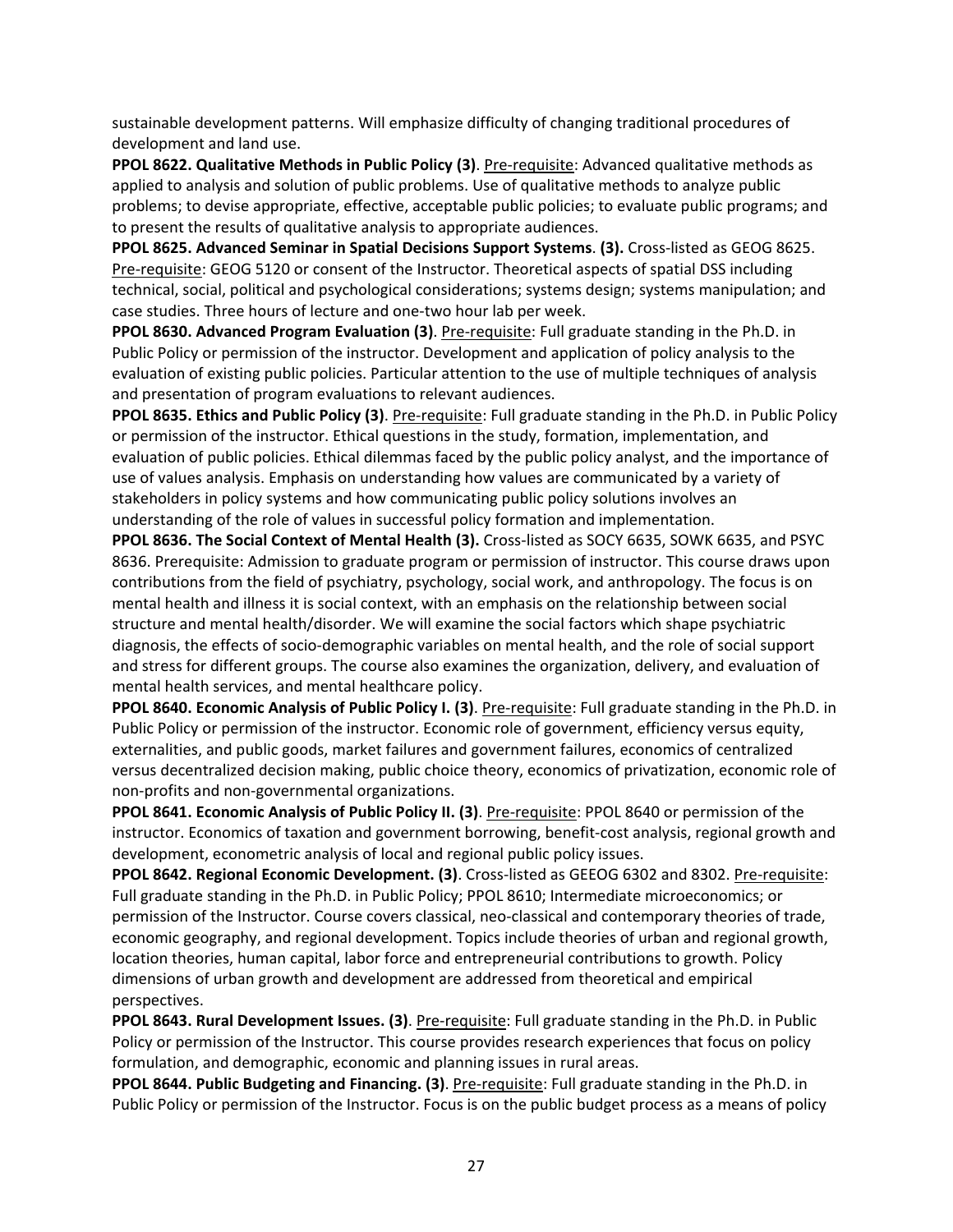sustainable development patterns. Will emphasize difficulty of changing traditional procedures of development and land use.

**PPOL 8622. Qualitative Methods in Public Policy (3)**. Pre-requisite: Advanced qualitative methods as applied to analysis and solution of public problems. Use of qualitative methods to analyze public problems; to devise appropriate, effective, acceptable public policies; to evaluate public programs; and to present the results of qualitative analysis to appropriate audiences.

**PPOL 8625. Advanced Seminar in Spatial Decisions Support Systems**. **(3).** Cross-listed as GEOG 8625. Pre-requisite: GEOG 5120 or consent of the Instructor. Theoretical aspects of spatial DSS including technical, social, political and psychological considerations; systems design; systems manipulation; and case studies. Three hours of lecture and one-two hour lab per week.

**PPOL 8630. Advanced Program Evaluation (3)**. Pre-requisite: Full graduate standing in the Ph.D. in Public Policy or permission of the instructor. Development and application of policy analysis to the evaluation of existing public policies. Particular attention to the use of multiple techniques of analysis and presentation of program evaluations to relevant audiences.

**PPOL 8635. Ethics and Public Policy (3)**. Pre-requisite: Full graduate standing in the Ph.D. in Public Policy or permission of the instructor. Ethical questions in the study, formation, implementation, and evaluation of public policies. Ethical dilemmas faced by the public policy analyst, and the importance of use of values analysis. Emphasis on understanding how values are communicated by a variety of stakeholders in policy systems and how communicating public policy solutions involves an understanding of the role of values in successful policy formation and implementation.

**PPOL 8636. The Social Context of Mental Health (3).** Cross-listed as SOCY 6635, SOWK 6635, and PSYC 8636. Prerequisite: Admission to graduate program or permission of instructor. This course draws upon contributions from the field of psychiatry, psychology, social work, and anthropology. The focus is on mental health and illness it is social context, with an emphasis on the relationship between social structure and mental health/disorder. We will examine the social factors which shape psychiatric diagnosis, the effects of socio-demographic variables on mental health, and the role of social support and stress for different groups. The course also examines the organization, delivery, and evaluation of mental health services, and mental healthcare policy.

**PPOL 8640. Economic Analysis of Public Policy I. (3)**. Pre-requisite: Full graduate standing in the Ph.D. in Public Policy or permission of the instructor. Economic role of government, efficiency versus equity, externalities, and public goods, market failures and government failures, economics of centralized versus decentralized decision making, public choice theory, economics of privatization, economic role of non-profits and non-governmental organizations.

**PPOL 8641. Economic Analysis of Public Policy II. (3)**. Pre-requisite: PPOL 8640 or permission of the instructor. Economics of taxation and government borrowing, benefit-cost analysis, regional growth and development, econometric analysis of local and regional public policy issues.

**PPOL 8642. Regional Economic Development. (3)**. Cross-listed as GEEOG 6302 and 8302. Pre-requisite: Full graduate standing in the Ph.D. in Public Policy; PPOL 8610; Intermediate microeconomics; or permission of the Instructor. Course covers classical, neo-classical and contemporary theories of trade, economic geography, and regional development. Topics include theories of urban and regional growth, location theories, human capital, labor force and entrepreneurial contributions to growth. Policy dimensions of urban growth and development are addressed from theoretical and empirical perspectives.

**PPOL 8643. Rural Development Issues. (3)**. Pre-requisite: Full graduate standing in the Ph.D. in Public Policy or permission of the Instructor. This course provides research experiences that focus on policy formulation, and demographic, economic and planning issues in rural areas.

**PPOL 8644. Public Budgeting and Financing. (3)**. Pre-requisite: Full graduate standing in the Ph.D. in Public Policy or permission of the Instructor. Focus is on the public budget process as a means of policy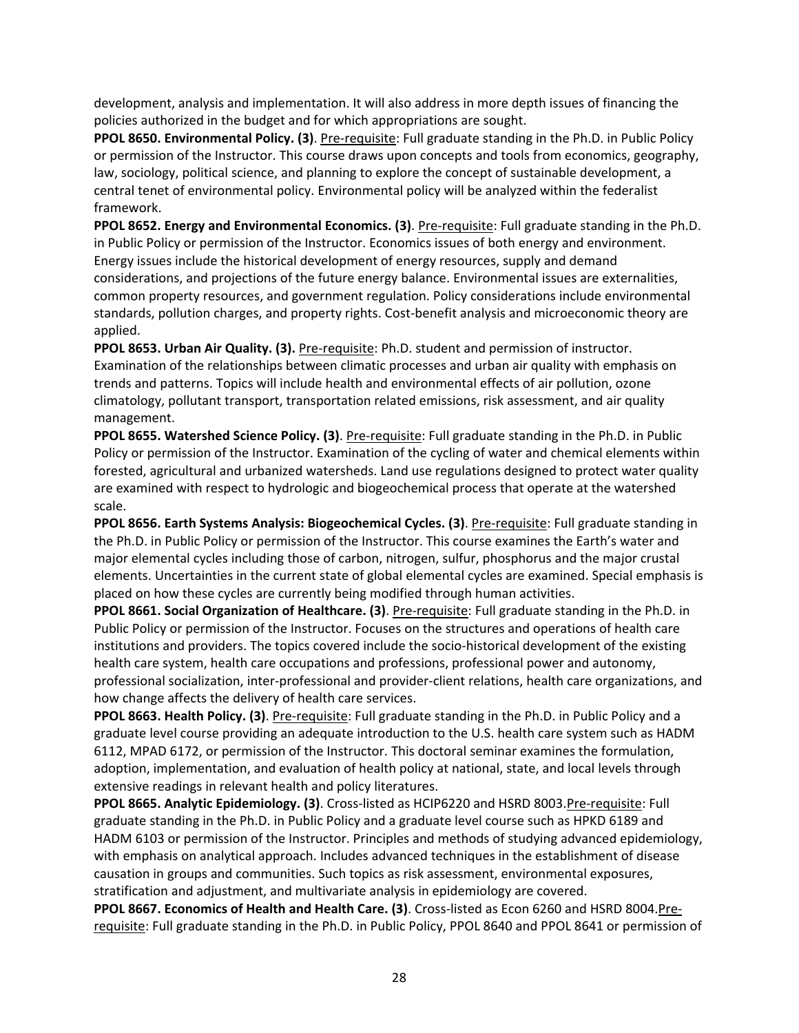development, analysis and implementation. It will also address in more depth issues of financing the policies authorized in the budget and for which appropriations are sought.

**PPOL 8650. Environmental Policy. (3)**. Pre-requisite: Full graduate standing in the Ph.D. in Public Policy or permission of the Instructor. This course draws upon concepts and tools from economics, geography, law, sociology, political science, and planning to explore the concept of sustainable development, a central tenet of environmental policy. Environmental policy will be analyzed within the federalist framework.

**PPOL 8652. Energy and Environmental Economics. (3)**. Pre-requisite: Full graduate standing in the Ph.D. in Public Policy or permission of the Instructor. Economics issues of both energy and environment. Energy issues include the historical development of energy resources, supply and demand considerations, and projections of the future energy balance. Environmental issues are externalities, common property resources, and government regulation. Policy considerations include environmental standards, pollution charges, and property rights. Cost-benefit analysis and microeconomic theory are applied.

**PPOL 8653. Urban Air Quality. (3).** Pre-requisite: Ph.D. student and permission of instructor. Examination of the relationships between climatic processes and urban air quality with emphasis on trends and patterns. Topics will include health and environmental effects of air pollution, ozone climatology, pollutant transport, transportation related emissions, risk assessment, and air quality management.

**PPOL 8655. Watershed Science Policy. (3)**. Pre-requisite: Full graduate standing in the Ph.D. in Public Policy or permission of the Instructor. Examination of the cycling of water and chemical elements within forested, agricultural and urbanized watersheds. Land use regulations designed to protect water quality are examined with respect to hydrologic and biogeochemical process that operate at the watershed scale.

**PPOL 8656. Earth Systems Analysis: Biogeochemical Cycles. (3)**. Pre-requisite: Full graduate standing in the Ph.D. in Public Policy or permission of the Instructor. This course examines the Earth's water and major elemental cycles including those of carbon, nitrogen, sulfur, phosphorus and the major crustal elements. Uncertainties in the current state of global elemental cycles are examined. Special emphasis is placed on how these cycles are currently being modified through human activities.

**PPOL 8661. Social Organization of Healthcare. (3)**. Pre-requisite: Full graduate standing in the Ph.D. in Public Policy or permission of the Instructor. Focuses on the structures and operations of health care institutions and providers. The topics covered include the socio-historical development of the existing health care system, health care occupations and professions, professional power and autonomy, professional socialization, inter-professional and provider-client relations, health care organizations, and how change affects the delivery of health care services.

**PPOL 8663. Health Policy. (3)**. Pre-requisite: Full graduate standing in the Ph.D. in Public Policy and a graduate level course providing an adequate introduction to the U.S. health care system such as HADM 6112, MPAD 6172, or permission of the Instructor. This doctoral seminar examines the formulation, adoption, implementation, and evaluation of health policy at national, state, and local levels through extensive readings in relevant health and policy literatures.

**PPOL 8665. Analytic Epidemiology. (3)**. Cross-listed as HCIP6220 and HSRD 8003.Pre-requisite: Full graduate standing in the Ph.D. in Public Policy and a graduate level course such as HPKD 6189 and HADM 6103 or permission of the Instructor. Principles and methods of studying advanced epidemiology, with emphasis on analytical approach. Includes advanced techniques in the establishment of disease causation in groups and communities. Such topics as risk assessment, environmental exposures, stratification and adjustment, and multivariate analysis in epidemiology are covered.

**PPOL 8667. Economics of Health and Health Care. (3)**. Cross-listed as Econ 6260 and HSRD 8004.Pre-requisite: Full graduate standing in the Ph.D. in Public Policy, PPOL 8640 and PPOL 8641 or permission of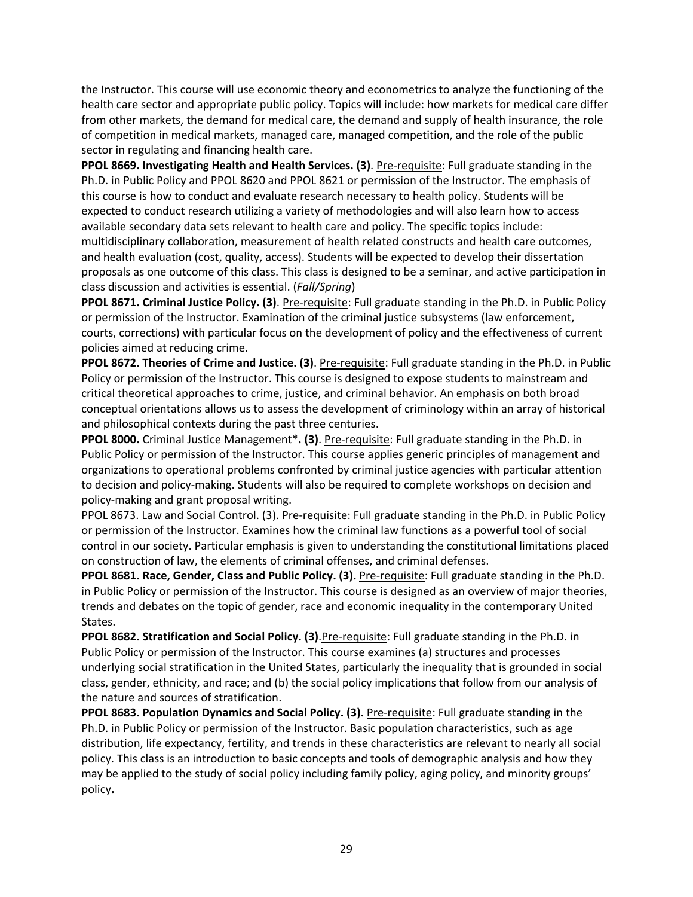the Instructor. This course will use economic theory and econometrics to analyze the functioning of the health care sector and appropriate public policy. Topics will include: how markets for medical care differ from other markets, the demand for medical care, the demand and supply of health insurance, the role of competition in medical markets, managed care, managed competition, and the role of the public sector in regulating and financing health care.

**PPOL 8669. Investigating Health and Health Services. (3)**. Pre-requisite: Full graduate standing in the Ph.D. in Public Policy and PPOL 8620 and PPOL 8621 or permission of the Instructor. The emphasis of this course is how to conduct and evaluate research necessary to health policy. Students will be expected to conduct research utilizing a variety of methodologies and will also learn how to access available secondary data sets relevant to health care and policy. The specific topics include: multidisciplinary collaboration, measurement of health related constructs and health care outcomes, and health evaluation (cost, quality, access). Students will be expected to develop their dissertation proposals as one outcome of this class. This class is designed to be a seminar, and active participation in class discussion and activities is essential. (*Fall/Spring*)

**PPOL 8671. Criminal Justice Policy. (3)**. Pre-requisite: Full graduate standing in the Ph.D. in Public Policy or permission of the Instructor. Examination of the criminal justice subsystems (law enforcement, courts, corrections) with particular focus on the development of policy and the effectiveness of current policies aimed at reducing crime.

**PPOL 8672. Theories of Crime and Justice. (3)**. Pre-requisite: Full graduate standing in the Ph.D. in Public Policy or permission of the Instructor. This course is designed to expose students to mainstream and critical theoretical approaches to crime, justice, and criminal behavior. An emphasis on both broad conceptual orientations allows us to assess the development of criminology within an array of historical and philosophical contexts during the past three centuries.

**PPOL 8000.** Criminal Justice Management***. (3)**. Pre-requisite: Full graduate standing in the Ph.D. in Public Policy or permission of the Instructor. This course applies generic principles of management and organizations to operational problems confronted by criminal justice agencies with particular attention to decision and policy-making. Students will also be required to complete workshops on decision and policy-making and grant proposal writing.

PPOL 8673. Law and Social Control. (3). Pre-requisite: Full graduate standing in the Ph.D. in Public Policy or permission of the Instructor. Examines how the criminal law functions as a powerful tool of social control in our society. Particular emphasis is given to understanding the constitutional limitations placed on construction of law, the elements of criminal offenses, and criminal defenses.

**PPOL 8681. Race, Gender, Class and Public Policy. (3).** Pre-requisite: Full graduate standing in the Ph.D. in Public Policy or permission of the Instructor. This course is designed as an overview of major theories, trends and debates on the topic of gender, race and economic inequality in the contemporary United States.

**PPOL 8682. Stratification and Social Policy. (3)**.Pre-requisite: Full graduate standing in the Ph.D. in Public Policy or permission of the Instructor. This course examines (a) structures and processes underlying social stratification in the United States, particularly the inequality that is grounded in social class, gender, ethnicity, and race; and (b) the social policy implications that follow from our analysis of the nature and sources of stratification.

**PPOL 8683. Population Dynamics and Social Policy. (3).** Pre-requisite: Full graduate standing in the Ph.D. in Public Policy or permission of the Instructor. Basic population characteristics, such as age distribution, life expectancy, fertility, and trends in these characteristics are relevant to nearly all social policy. This class is an introduction to basic concepts and tools of demographic analysis and how they may be applied to the study of social policy including family policy, aging policy, and minority groups' policy**.**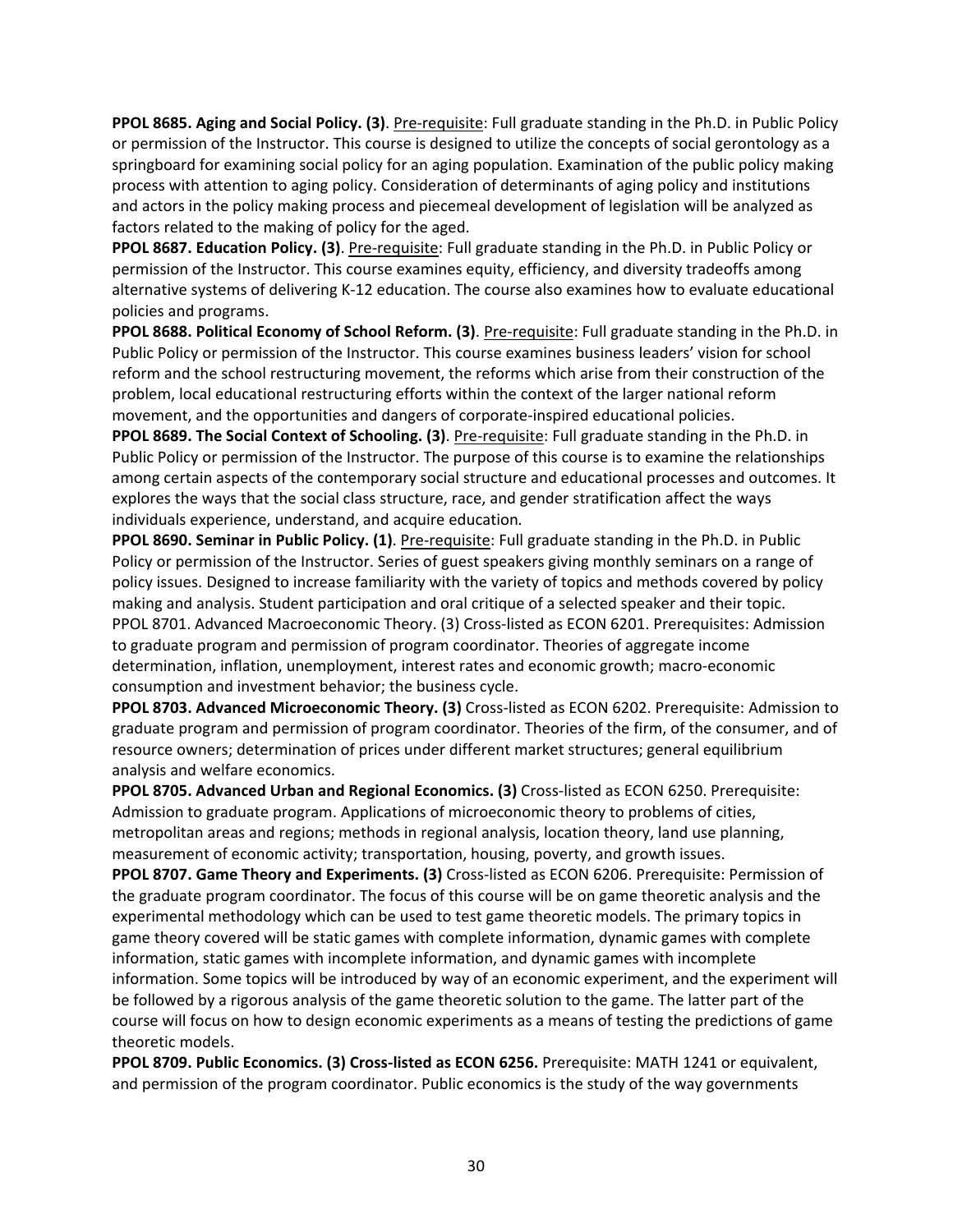**PPOL 8685. Aging and Social Policy. (3)**. Pre-requisite: Full graduate standing in the Ph.D. in Public Policy or permission of the Instructor. This course is designed to utilize the concepts of social gerontology as a springboard for examining social policy for an aging population. Examination of the public policy making process with attention to aging policy. Consideration of determinants of aging policy and institutions and actors in the policy making process and piecemeal development of legislation will be analyzed as factors related to the making of policy for the aged.

**PPOL 8687. Education Policy. (3)**. Pre-requisite: Full graduate standing in the Ph.D. in Public Policy or permission of the Instructor. This course examines equity, efficiency, and diversity tradeoffs among alternative systems of delivering K-12 education. The course also examines how to evaluate educational policies and programs.

**PPOL 8688. Political Economy of School Reform. (3)**. Pre-requisite: Full graduate standing in the Ph.D. in Public Policy or permission of the Instructor. This course examines business leaders' vision for school reform and the school restructuring movement, the reforms which arise from their construction of the problem, local educational restructuring efforts within the context of the larger national reform movement, and the opportunities and dangers of corporate-inspired educational policies.

**PPOL 8689. The Social Context of Schooling. (3)**. Pre-requisite: Full graduate standing in the Ph.D. in Public Policy or permission of the Instructor. The purpose of this course is to examine the relationships among certain aspects of the contemporary social structure and educational processes and outcomes. It explores the ways that the social class structure, race, and gender stratification affect the ways individuals experience, understand, and acquire education*.*

**PPOL 8690. Seminar in Public Policy. (1)**. Pre-requisite: Full graduate standing in the Ph.D. in Public Policy or permission of the Instructor. Series of guest speakers giving monthly seminars on a range of policy issues. Designed to increase familiarity with the variety of topics and methods covered by policy making and analysis. Student participation and oral critique of a selected speaker and their topic.

PPOL 8701. Advanced Macroeconomic Theory. (3) Cross-listed as ECON 6201. Prerequisites: Admission to graduate program and permission of program coordinator. Theories of aggregate income determination, inflation, unemployment, interest rates and economic growth; macro-economic consumption and investment behavior; the business cycle.

**PPOL 8703. Advanced Microeconomic Theory. (3)** Cross-listed as ECON 6202. Prerequisite: Admission to graduate program and permission of program coordinator. Theories of the firm, of the consumer, and of resource owners; determination of prices under different market structures; general equilibrium analysis and welfare economics.

**PPOL 8705. Advanced Urban and Regional Economics. (3)** Cross-listed as ECON 6250. Prerequisite: Admission to graduate program. Applications of microeconomic theory to problems of cities, metropolitan areas and regions; methods in regional analysis, location theory, land use planning, measurement of economic activity; transportation, housing, poverty, and growth issues.

**PPOL 8707. Game Theory and Experiments. (3)** Cross-listed as ECON 6206. Prerequisite: Permission of the graduate program coordinator. The focus of this course will be on game theoretic analysis and the experimental methodology which can be used to test game theoretic models. The primary topics in game theory covered will be static games with complete information, dynamic games with complete information, static games with incomplete information, and dynamic games with incomplete information. Some topics will be introduced by way of an economic experiment, and the experiment will be followed by a rigorous analysis of the game theoretic solution to the game. The latter part of the course will focus on how to design economic experiments as a means of testing the predictions of game theoretic models.

**PPOL 8709. Public Economics. (3) Cross-listed as ECON 6256.** Prerequisite: MATH 1241 or equivalent, and permission of the program coordinator. Public economics is the study of the way governments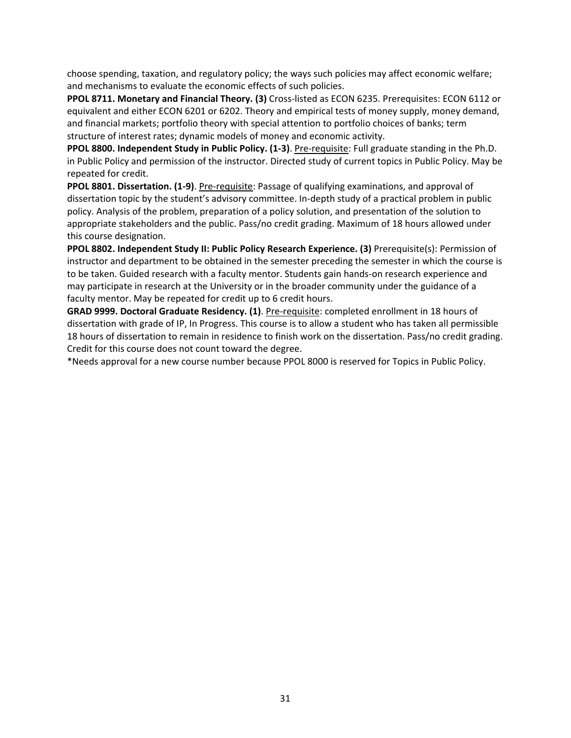choose spending, taxation, and regulatory policy; the ways such policies may affect economic welfare; and mechanisms to evaluate the economic effects of such policies.

**PPOL 8711. Monetary and Financial Theory. (3)** Cross-listed as ECON 6235. Prerequisites: ECON 6112 or equivalent and either ECON 6201 or 6202. Theory and empirical tests of money supply, money demand, and financial markets; portfolio theory with special attention to portfolio choices of banks; term structure of interest rates; dynamic models of money and economic activity.

**PPOL 8800. Independent Study in Public Policy. (1-3)**. <u>Pre-requisite</u>: Full graduate standing in the Ph.D. in Public Policy and permission of the instructor. Directed study of current topics in Public Policy. May be repeated for credit.

**PPOL 8801. Dissertation. (1-9)**. <u>Pre-requisite</u>: Passage of qualifying examinations, and approval of dissertation topic by the student's advisory committee. In-depth study of a practical problem in public policy. Analysis of the problem, preparation of a policy solution, and presentation of the solution to appropriate stakeholders and the public. Pass/no credit grading. Maximum of 18 hours allowed under this course designation.

**PPOL 8802. Independent Study II: Public Policy Research Experience. (3)** Prerequisite(s): Permission of instructor and department to be obtained in the semester preceding the semester in which the course is to be taken. Guided research with a faculty mentor. Students gain hands-on research experience and may participate in research at the University or in the broader community under the guidance of a faculty mentor. May be repeated for credit up to 6 credit hours.

**GRAD 9999. Doctoral Graduate Residency. (1)**. <u>Pre-requisite</u>: completed enrollment in 18 hours of dissertation with grade of IP, In Progress. This course is to allow a student who has taken all permissible 18 hours of dissertation to remain in residence to finish work on the dissertation. Pass/no credit grading. Credit for this course does not count toward the degree.

*Needs approval for a new course number because PPOL 8000 is reserved for Topics in Public Policy.